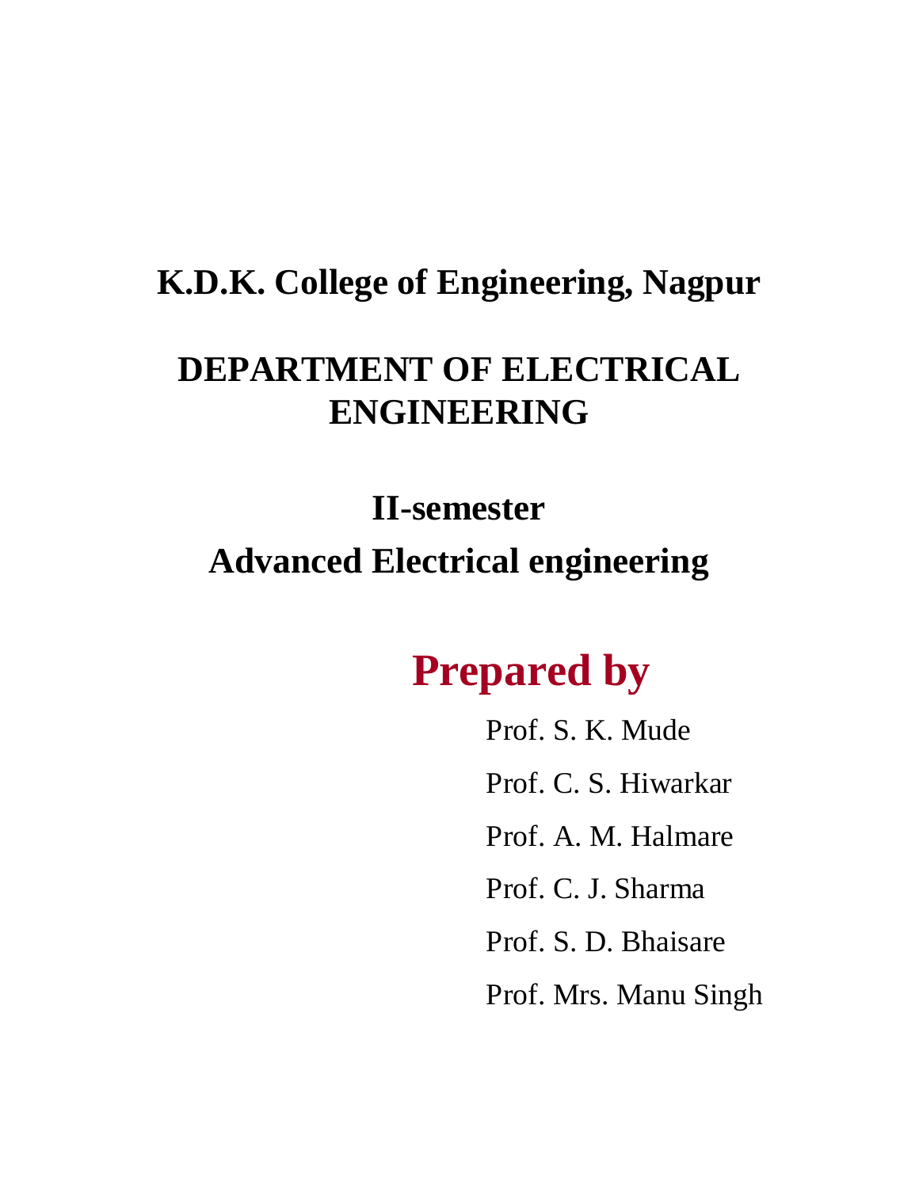# K.D.K. College of Engineering, Nagpur

# DEPARTMENT OF ELECTRICAL ENGINEERING

## II-semester

## Advanced Electrical engineering

## Prepared by

Prof. S. K. Mude

Prof. C. S. Hiwarkar

Prof. A. M. Halmare

Prof. C. J. Sharma

Prof. S. D. Bhaisare

Prof. Mrs. Manu Singh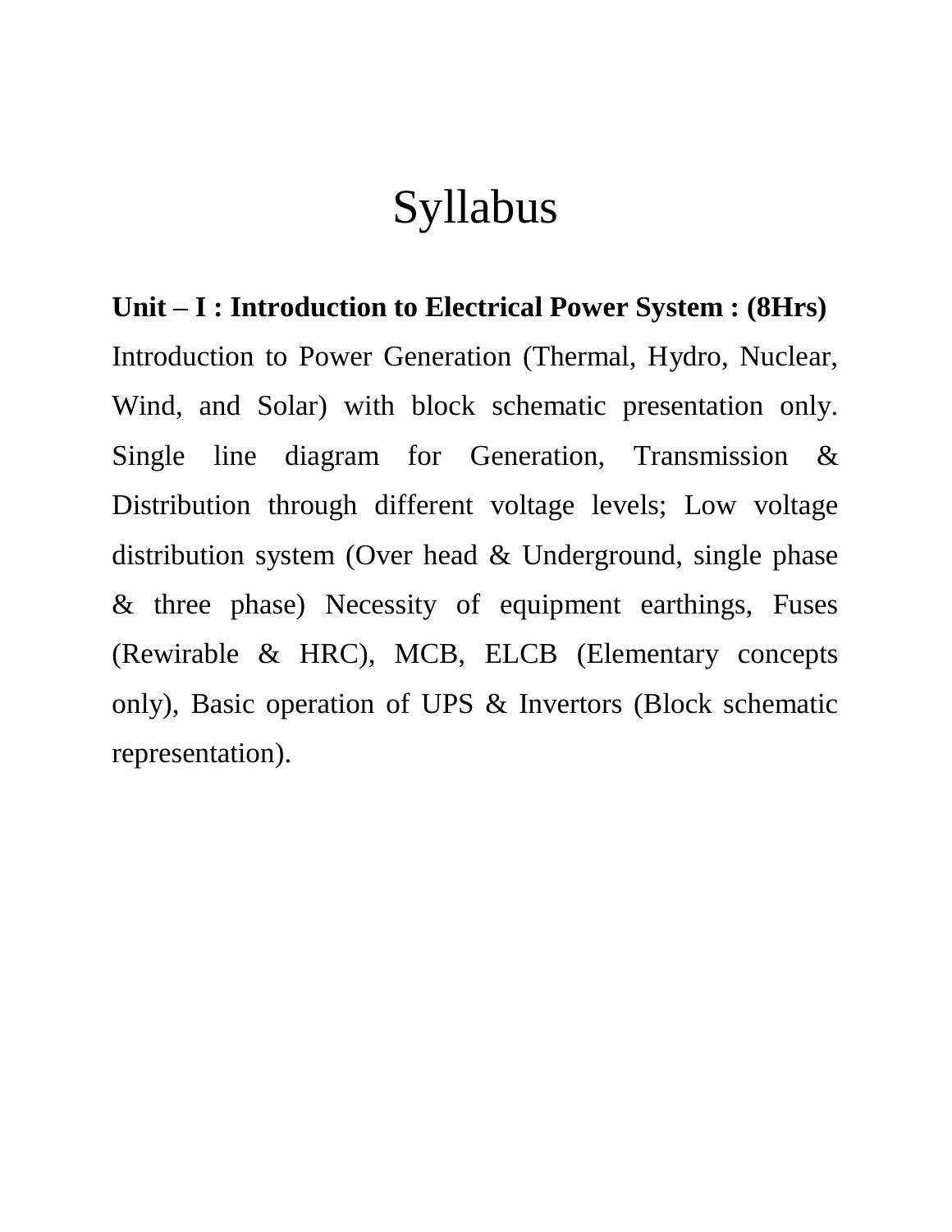# Syllabus

**Unit – I : Introduction to Electrical Power System : (8Hrs)**

Introduction to Power Generation (Thermal, Hydro, Nuclear, Wind, and Solar) with block schematic presentation only. Single line diagram for Generation, Transmission & Distribution through different voltage levels; Low voltage distribution system (Over head & Underground, single phase & three phase) Necessity of equipment earthings, Fuses (Rewirable & HRC), MCB, ELCB (Elementary concepts only), Basic operation of UPS & Invertors (Block schematic representation).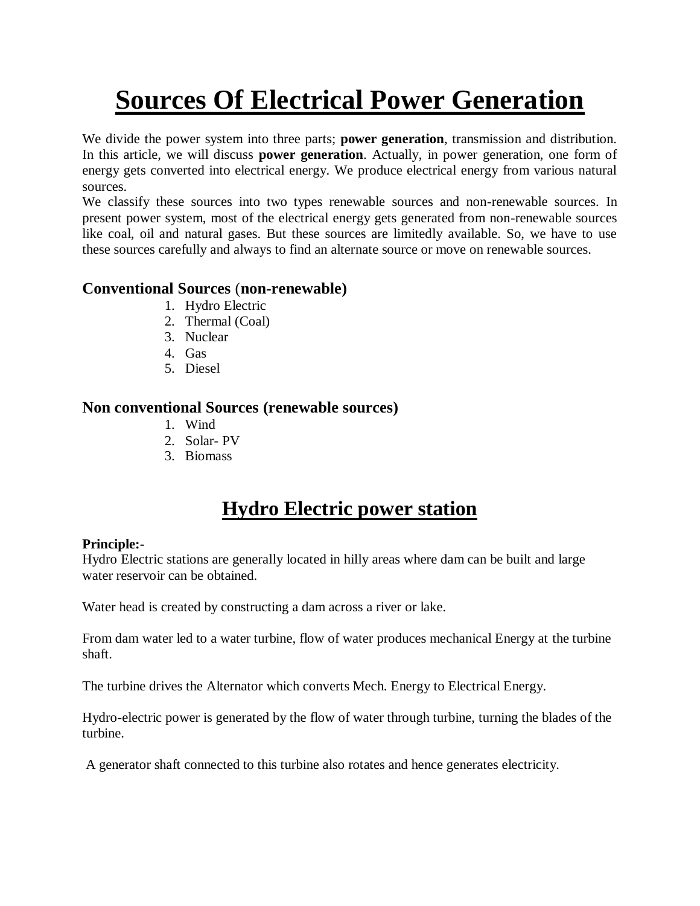# Sources Of Electrical Power Generation

We divide the power system into three parts; **power generation**, transmission and distribution. In this article, we will discuss **power generation**. Actually, in power generation, one form of energy gets converted into electrical energy. We produce electrical energy from various natural sources.

We classify these sources into two types renewable sources and non-renewable sources. In present power system, most of the electrical energy gets generated from non-renewable sources like coal, oil and natural gases. But these sources are limitedly available. So, we have to use these sources carefully and always to find an alternate source or move on renewable sources.

### Conventional Sources (non-renewable)

1. Hydro Electric
2. Thermal (Coal)
3. Nuclear
4. Gas
5. Diesel

### Non conventional Sources (renewable sources)

1. Wind
2. Solar- PV
3. Biomass

## Hydro Electric power station

**Principle:-**

Hydro Electric stations are generally located in hilly areas where dam can be built and large water reservoir can be obtained.

Water head is created by constructing a dam across a river or lake.

From dam water led to a water turbine, flow of water produces mechanical Energy at the turbine shaft.

The turbine drives the Alternator which converts Mech. Energy to Electrical Energy.

Hydro-electric power is generated by the flow of water through turbine, turning the blades of the turbine.

A generator shaft connected to this turbine also rotates and hence generates electricity.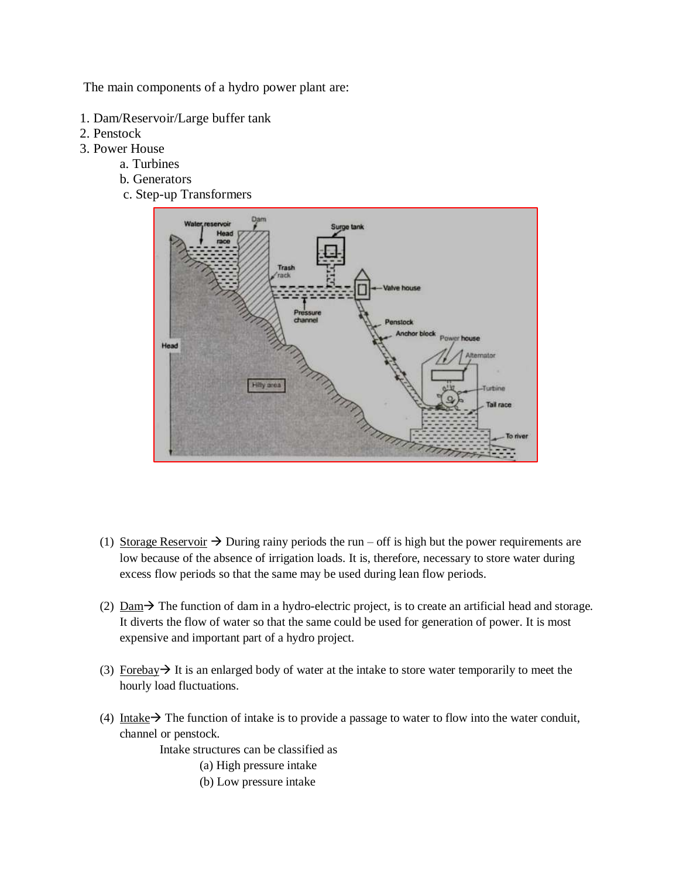The main components of a hydro power plant are:

1. Dam/Reservoir/Large buffer tank
2. Penstock
3. Power House
   a. Turbines
   b. Generators
   c. Step-up Transformers

(1) Storage Reservoir → During rainy periods the run – off is high but the power requirements are low because of the absence of irrigation loads. It is, therefore, necessary to store water during excess flow periods so that the same may be used during lean flow periods.

(2) Dam→ The function of dam in a hydro-electric project, is to create an artificial head and storage. It diverts the flow of water so that the same could be used for generation of power. It is most expensive and important part of a hydro project.

(3) Forebay→ It is an enlarged body of water at the intake to store water temporarily to meet the hourly load fluctuations.

(4) Intake→ The function of intake is to provide a passage to water to flow into the water conduit, channel or penstock.

Intake structures can be classified as

(a) High pressure intake

(b) Low pressure intake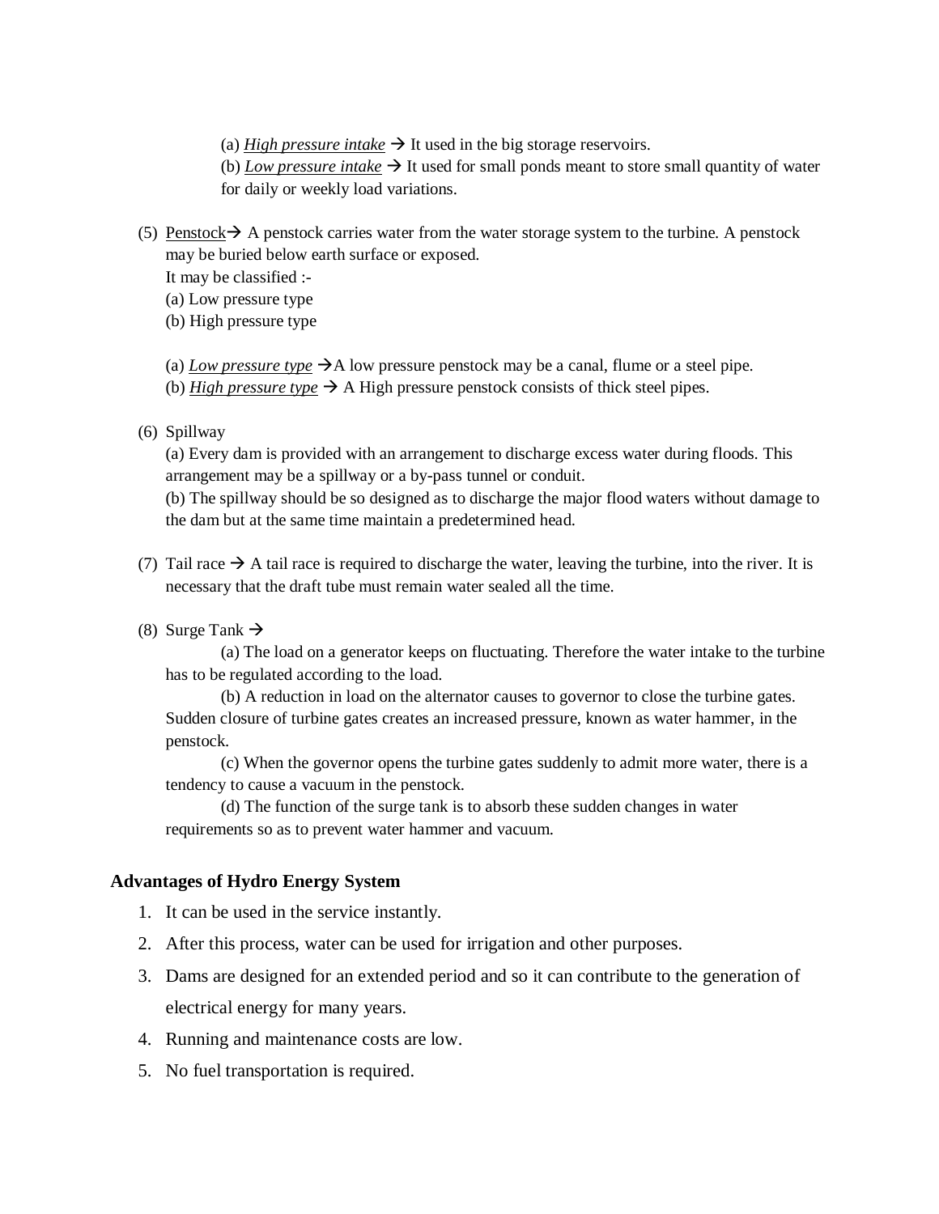(a) *<u>High pressure intake</u>* → It used in the big storage reservoirs.

(b) *<u>Low pressure intake</u>* → It used for small ponds meant to store small quantity of water for daily or weekly load variations.

(5) <u>Penstock</u>→ A penstock carries water from the water storage system to the turbine. A penstock may be buried below earth surface or exposed.
It may be classified :-
(a) Low pressure type
(b) High pressure type

(a) *<u>Low pressure type</u>* →A low pressure penstock may be a canal, flume or a steel pipe.
(b) *<u>High pressure type</u>* → A High pressure penstock consists of thick steel pipes.

(6) Spillway
(a) Every dam is provided with an arrangement to discharge excess water during floods. This arrangement may be a spillway or a by-pass tunnel or conduit.
(b) The spillway should be so designed as to discharge the major flood waters without damage to the dam but at the same time maintain a predetermined head.

(7) Tail race → A tail race is required to discharge the water, leaving the turbine, into the river. It is necessary that the draft tube must remain water sealed all the time.

(8) Surge Tank →
(a) The load on a generator keeps on fluctuating. Therefore the water intake to the turbine has to be regulated according to the load.
(b) A reduction in load on the alternator causes to governor to close the turbine gates. Sudden closure of turbine gates creates an increased pressure, known as water hammer, in the penstock.
(c) When the governor opens the turbine gates suddenly to admit more water, there is a tendency to cause a vacuum in the penstock.
(d) The function of the surge tank is to absorb these sudden changes in water requirements so as to prevent water hammer and vacuum.

### Advantages of Hydro Energy System

1. It can be used in the service instantly.
2. After this process, water can be used for irrigation and other purposes.
3. Dams are designed for an extended period and so it can contribute to the generation of electrical energy for many years.
4. Running and maintenance costs are low.
5. No fuel transportation is required.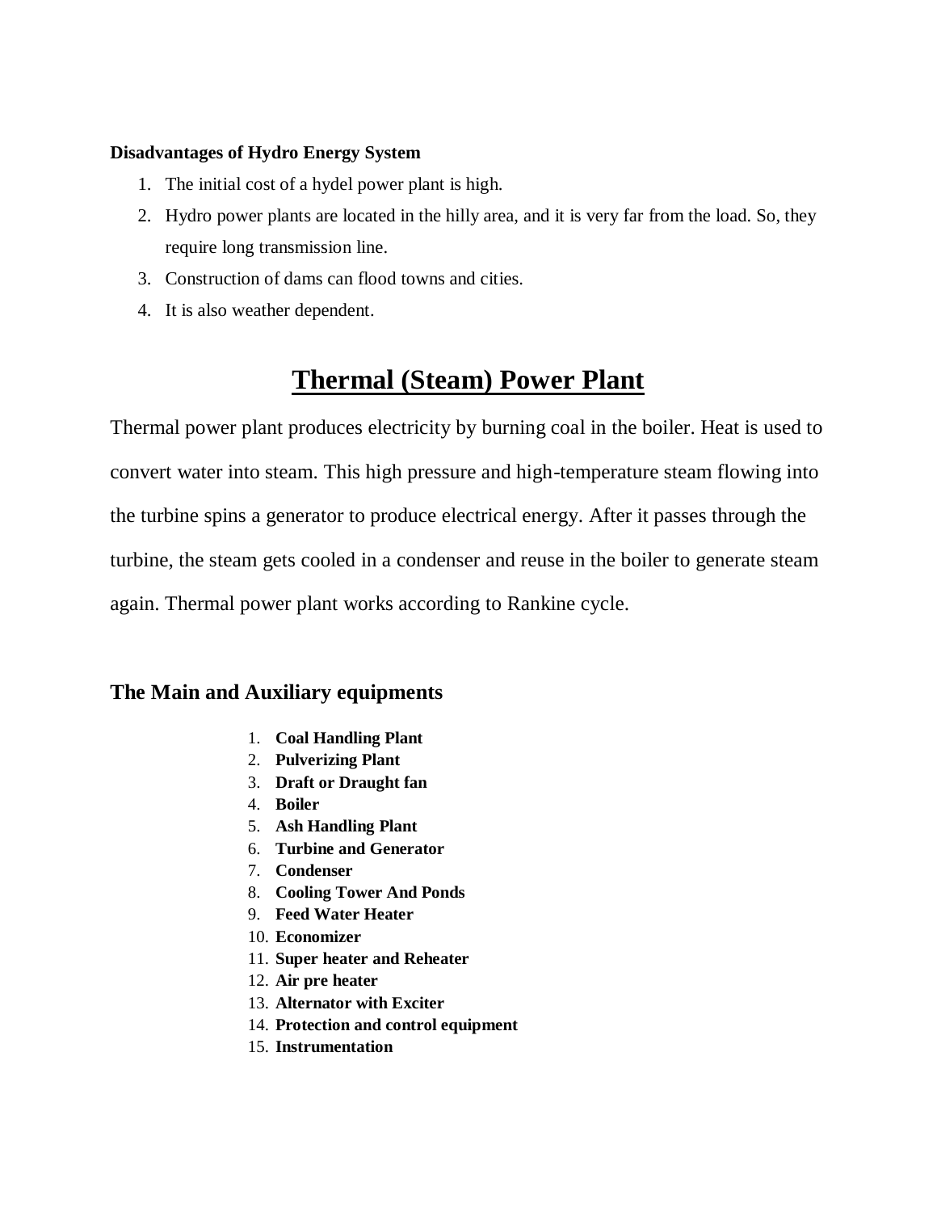**Disadvantages of Hydro Energy System**

1. The initial cost of a hydel power plant is high.
2. Hydro power plants are located in the hilly area, and it is very far from the load. So, they require long transmission line.
3. Construction of dams can flood towns and cities.
4. It is also weather dependent.

# Thermal (Steam) Power Plant

Thermal power plant produces electricity by burning coal in the boiler. Heat is used to convert water into steam. This high pressure and high-temperature steam flowing into the turbine spins a generator to produce electrical energy. After it passes through the turbine, the steam gets cooled in a condenser and reuse in the boiler to generate steam again. Thermal power plant works according to Rankine cycle.

## The Main and Auxiliary equipments

1. **Coal Handling Plant**
2. **Pulverizing Plant**
3. **Draft or Draught fan**
4. **Boiler**
5. **Ash Handling Plant**
6. **Turbine and Generator**
7. **Condenser**
8. **Cooling Tower And Ponds**
9. **Feed Water Heater**
10. **Economizer**
11. **Super heater and Reheater**
12. **Air pre heater**
13. **Alternator with Exciter**
14. **Protection and control equipment**
15. **Instrumentation**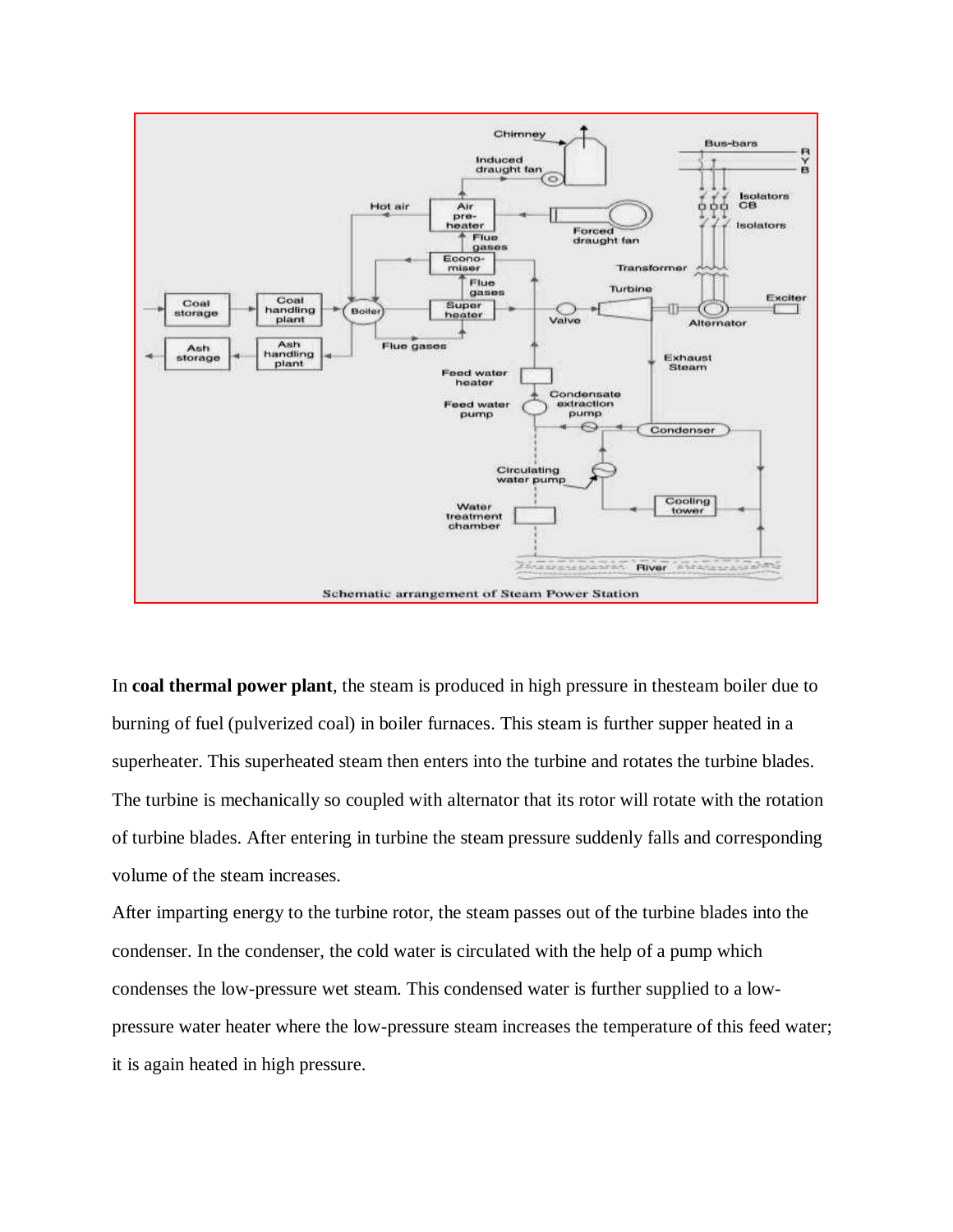Schematic arrangement of Steam Power Station

In **coal thermal power plant**, the steam is produced in high pressure in thesteam boiler due to burning of fuel (pulverized coal) in boiler furnaces. This steam is further supper heated in a superheater. This superheated steam then enters into the turbine and rotates the turbine blades. The turbine is mechanically so coupled with alternator that its rotor will rotate with the rotation of turbine blades. After entering in turbine the steam pressure suddenly falls and corresponding volume of the steam increases.

After imparting energy to the turbine rotor, the steam passes out of the turbine blades into the condenser. In the condenser, the cold water is circulated with the help of a pump which condenses the low-pressure wet steam. This condensed water is further supplied to a low-pressure water heater where the low-pressure steam increases the temperature of this feed water; it is again heated in high pressure.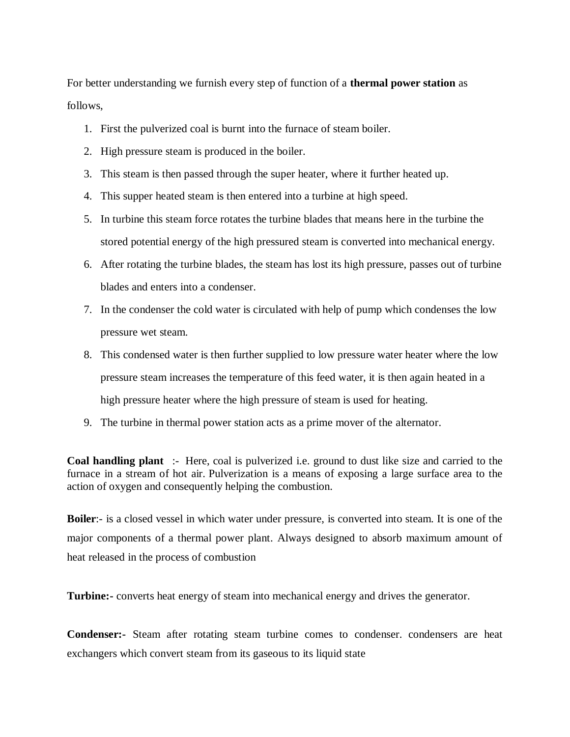For better understanding we furnish every step of function of a **thermal power station** as follows,

1. First the pulverized coal is burnt into the furnace of steam boiler.
2. High pressure steam is produced in the boiler.
3. This steam is then passed through the super heater, where it further heated up.
4. This supper heated steam is then entered into a turbine at high speed.
5. In turbine this steam force rotates the turbine blades that means here in the turbine the stored potential energy of the high pressured steam is converted into mechanical energy.
6. After rotating the turbine blades, the steam has lost its high pressure, passes out of turbine blades and enters into a condenser.
7. In the condenser the cold water is circulated with help of pump which condenses the low pressure wet steam.
8. This condensed water is then further supplied to low pressure water heater where the low pressure steam increases the temperature of this feed water, it is then again heated in a high pressure heater where the high pressure of steam is used for heating.
9. The turbine in thermal power station acts as a prime mover of the alternator.

**Coal handling plant** :- Here, coal is pulverized i.e. ground to dust like size and carried to the furnace in a stream of hot air. Pulverization is a means of exposing a large surface area to the action of oxygen and consequently helping the combustion.

**Boiler**:- is a closed vessel in which water under pressure, is converted into steam. It is one of the major components of a thermal power plant. Always designed to absorb maximum amount of heat released in the process of combustion

**Turbine:-** converts heat energy of steam into mechanical energy and drives the generator.

**Condenser:-** Steam after rotating steam turbine comes to condenser. condensers are heat exchangers which convert steam from its gaseous to its liquid state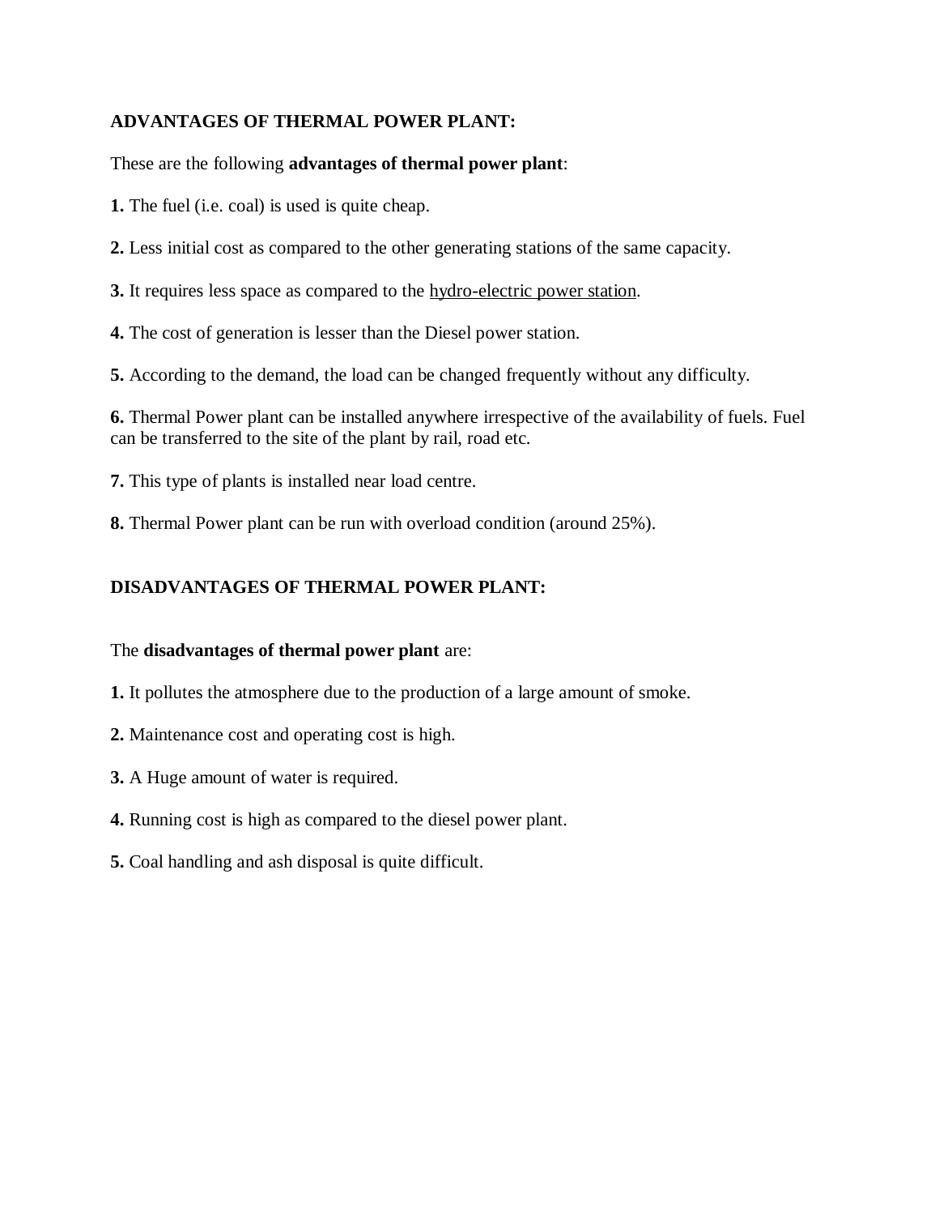## ADVANTAGES OF THERMAL POWER PLANT:

These are the following **advantages of thermal power plant**:

**1.** The fuel (i.e. coal) is used is quite cheap.

**2.** Less initial cost as compared to the other generating stations of the same capacity.

**3.** It requires less space as compared to the hydro-electric power station.

**4.** The cost of generation is lesser than the Diesel power station.

**5.** According to the demand, the load can be changed frequently without any difficulty.

**6.** Thermal Power plant can be installed anywhere irrespective of the availability of fuels. Fuel can be transferred to the site of the plant by rail, road etc.

**7.** This type of plants is installed near load centre.

**8.** Thermal Power plant can be run with overload condition (around 25%).

## DISADVANTAGES OF THERMAL POWER PLANT:

The **disadvantages of thermal power plant** are:

**1.** It pollutes the atmosphere due to the production of a large amount of smoke.

**2.** Maintenance cost and operating cost is high.

**3.** A Huge amount of water is required.

**4.** Running cost is high as compared to the diesel power plant.

**5.** Coal handling and ash disposal is quite difficult.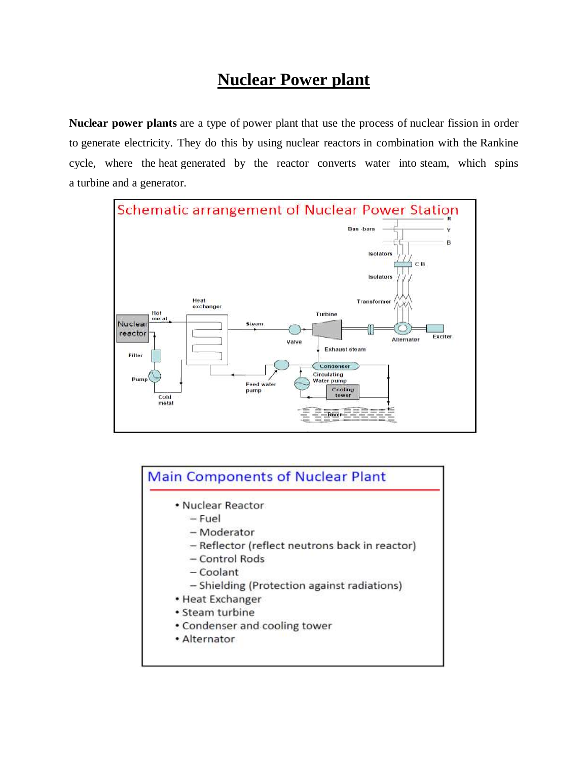# Nuclear Power plant

**Nuclear power plants** are a type of power plant that use the process of nuclear fission in order to generate electricity. They do this by using nuclear reactors in combination with the Rankine cycle, where the heat generated by the reactor converts water into steam, which spins a turbine and a generator.

Schematic arrangement of Nuclear Power Station

Main Components of Nuclear Plant

- Nuclear Reactor
  - Fuel
  - Moderator
  - Reflector (reflect neutrons back in reactor)
  - Control Rods
  - Coolant
  - Shielding (Protection against radiations)
- Heat Exchanger
- Steam turbine
- Condenser and cooling tower
- Alternator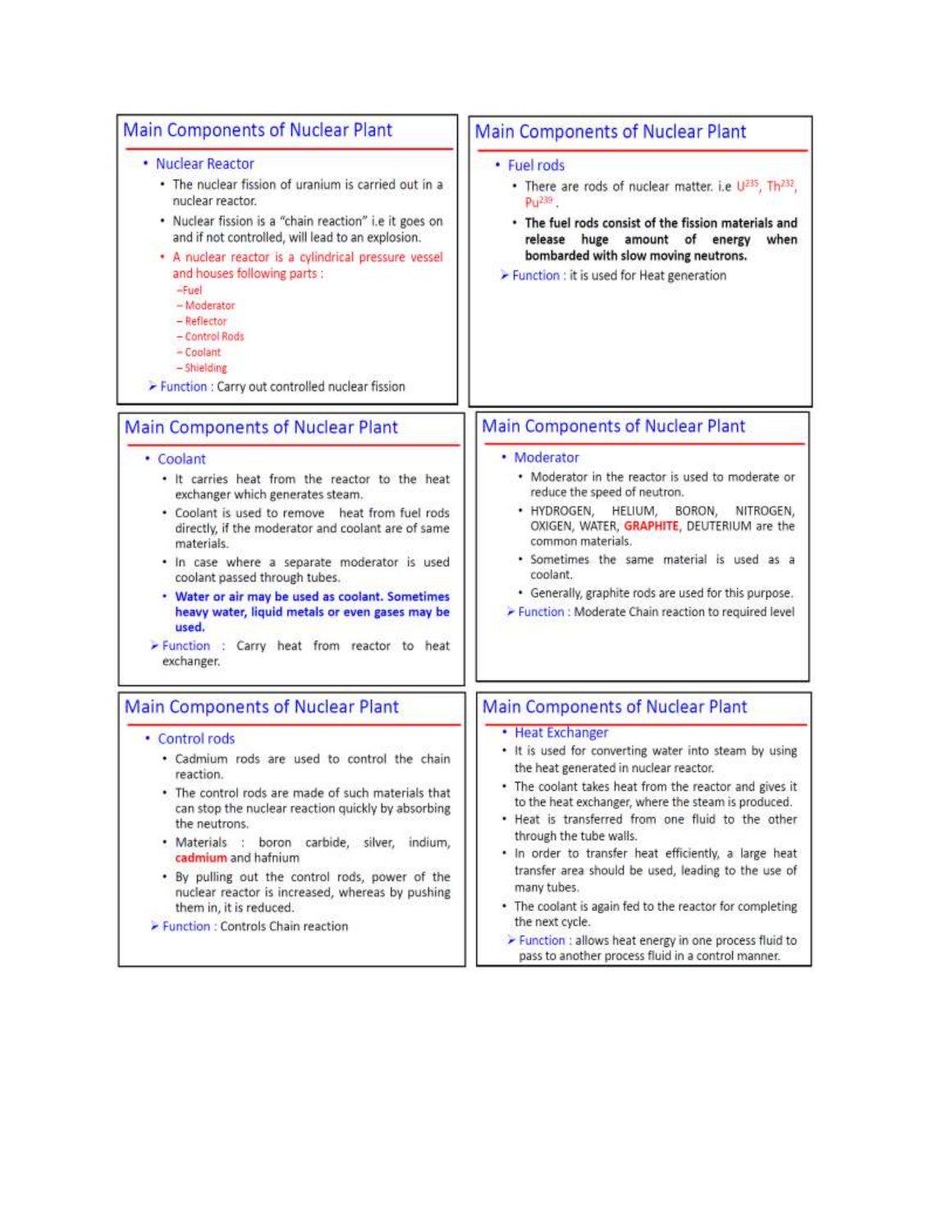## Main Components of Nuclear Plant

- Nuclear Reactor
  - The nuclear fission of uranium is carried out in a nuclear reactor.
  - Nuclear fission is a "chain reaction" i.e it goes on and if not controlled, will lead to an explosion.
  - A nuclear reactor is a cylindrical pressure vessel and houses following parts :
    - –Fuel
    - – Moderator
    - – Reflector
    - – Control Rods
    - – Coolant
    - – Shielding
- ➢ Function : Carry out controlled nuclear fission

## Main Components of Nuclear Plant

- Fuel rods
  - There are rods of nuclear matter. i.e $U^{235}$, $Th^{232}$, $Pu^{239}$ .
  - **The fuel rods consist of the fission materials and release huge amount of energy when bombarded with slow moving neutrons.**
- ➢ Function : it is used for Heat generation

## Main Components of Nuclear Plant

- Coolant
  - It carries heat from the reactor to the heat exchanger which generates steam.
  - Coolant is used to remove heat from fuel rods directly, if the moderator and coolant are of same materials.
  - In case where a separate moderator is used coolant passed through tubes.
  - **Water or air may be used as coolant. Sometimes heavy water, liquid metals or even gases may be used.**
- ➢ Function : Carry heat from reactor to heat exchanger.

## Main Components of Nuclear Plant

- Moderator
  - Moderator in the reactor is used to moderate or reduce the speed of neutron.
  - HYDROGEN, HELIUM, BORON, NITROGEN, OXIGEN, WATER, **GRAPHITE**, DEUTERIUM are the common materials.
  - Sometimes the same material is used as a coolant.
  - Generally, graphite rods are used for this purpose.
- ➢ Function : Moderate Chain reaction to required level

## Main Components of Nuclear Plant

- Control rods
  - Cadmium rods are used to control the chain reaction.
  - The control rods are made of such materials that can stop the nuclear reaction quickly by absorbing the neutrons.
  - Materials : boron carbide, silver, indium, **cadmium** and hafnium
  - By pulling out the control rods, power of the nuclear reactor is increased, whereas by pushing them in, it is reduced.
- ➢ Function : Controls Chain reaction

## Main Components of Nuclear Plant

- Heat Exchanger
- It is used for converting water into steam by using the heat generated in nuclear reactor.
- The coolant takes heat from the reactor and gives it to the heat exchanger, where the steam is produced.
- Heat is transferred from one fluid to the other through the tube walls.
- In order to transfer heat efficiently, a large heat transfer area should be used, leading to the use of many tubes.
- The coolant is again fed to the reactor for completing the next cycle.
- ➢ Function : allows heat energy in one process fluid to pass to another process fluid in a control manner.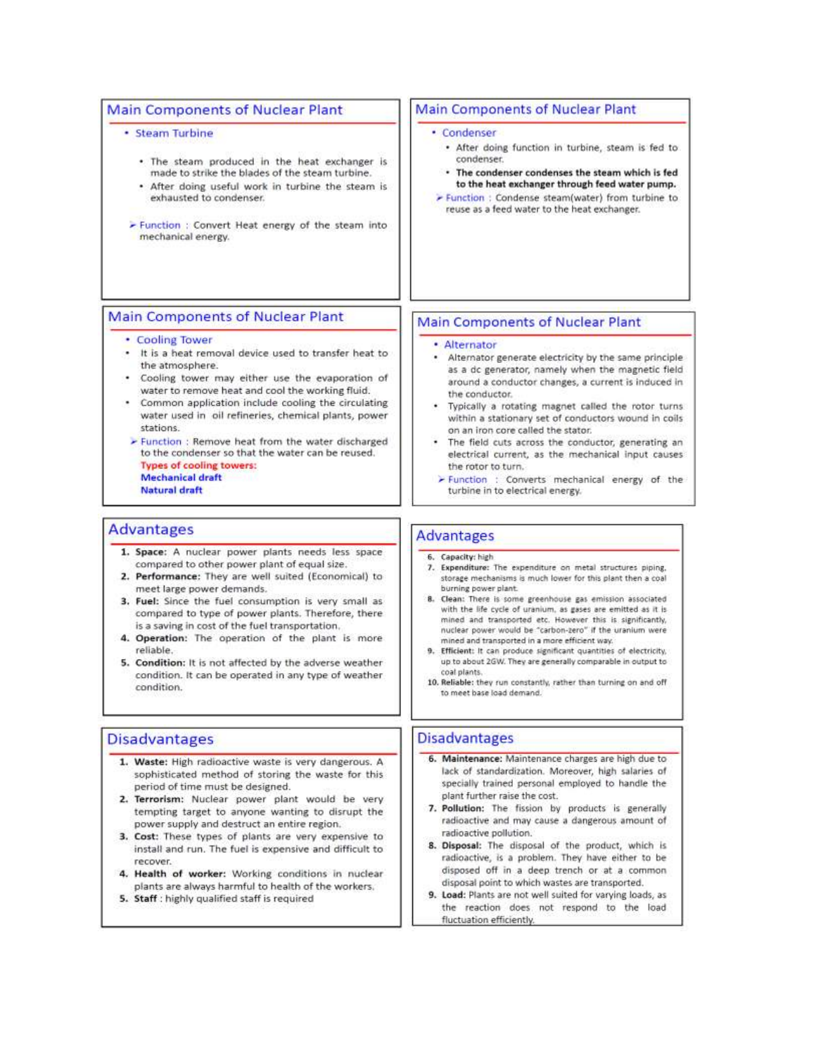## Main Components of Nuclear Plant

- **Steam Turbine**
  - The steam produced in the heat exchanger is made to strike the blades of the steam turbine.
  - After doing useful work in turbine the steam is exhausted to condenser.

➢ Function : Convert Heat energy of the steam into mechanical energy.

## Main Components of Nuclear Plant

- **Condenser**
  - After doing function in turbine, steam is fed to condenser.
  - **The condenser condenses the steam which is fed to the heat exchanger through feed water pump.**

➢ Function : Condense steam(water) from turbine to reuse as a feed water to the heat exchanger.

## Main Components of Nuclear Plant

- **Cooling Tower**
- It is a heat removal device used to transfer heat to the atmosphere.
- Cooling tower may either use the evaporation of water to remove heat and cool the working fluid.
- Common application include cooling the circulating water used in oil refineries, chemical plants, power stations.

➢ Function : Remove heat from the water discharged to the condenser so that the water can be reused.

**Types of cooling towers:**
**Mechanical draft**
**Natural draft**

## Main Components of Nuclear Plant

- **Alternator**
- Alternator generate electricity by the same principle as a dc generator, namely when the magnetic field around a conductor changes, a current is induced in the conductor.
- Typically a rotating magnet called the rotor turns within a stationary set of conductors wound in coils on an iron core called the stator.
- The field cuts across the conductor, generating an electrical current, as the mechanical input causes the rotor to turn.

➢ Function : Converts mechanical energy of the turbine in to electrical energy.

## Advantages

1. **Space:** A nuclear power plants needs less space compared to other power plant of equal size.
2. **Performance:** They are well suited (Economical) to meet large power demands.
3. **Fuel:** Since the fuel consumption is very small as compared to type of power plants. Therefore, there is a saving in cost of the fuel transportation.
4. **Operation:** The operation of the plant is more reliable.
5. **Condition:** It is not affected by the adverse weather condition. It can be operated in any type of weather condition.

## Advantages

6. **Capacity:** high
7. **Expenditure:** The expenditure on metal structures piping, storage mechanisms is much lower for this plant then a coal burning power plant.
8. **Clean:** There is some greenhouse gas emission associated with the life cycle of uranium, as gases are emitted as it is mined and transported etc. However this is significantly, nuclear power would be "carbon-zero" if the uranium were mined and transported in a more efficient way.
9. **Efficient:** It can produce significant quantities of electricity, up to about 2GW. They are generally comparable in output to coal plants.
10. **Reliable:** they run constantly, rather than turning on and off to meet base load demand.

## Disadvantages

1. **Waste:** High radioactive waste is very dangerous. A sophisticated method of storing the waste for this period of time must be designed.
2. **Terrorism:** Nuclear power plant would be very tempting target to anyone wanting to disrupt the power supply and destruct an entire region.
3. **Cost:** These types of plants are very expensive to install and run. The fuel is expensive and difficult to recover.
4. **Health of worker:** Working conditions in nuclear plants are always harmful to health of the workers.
5. **Staff** : highly qualified staff is required

## Disadvantages

6. **Maintenance:** Maintenance charges are high due to lack of standardization. Moreover, high salaries of specially trained personal employed to handle the plant further raise the cost.
7. **Pollution:** The fission by products is generally radioactive and may cause a dangerous amount of radioactive pollution.
8. **Disposal:** The disposal of the product, which is radioactive, is a problem. They have either to be disposed off in a deep trench or at a common disposal point to which wastes are transported.
9. **Load:** Plants are not well suited for varying loads, as the reaction does not respond to the load fluctuation efficiently.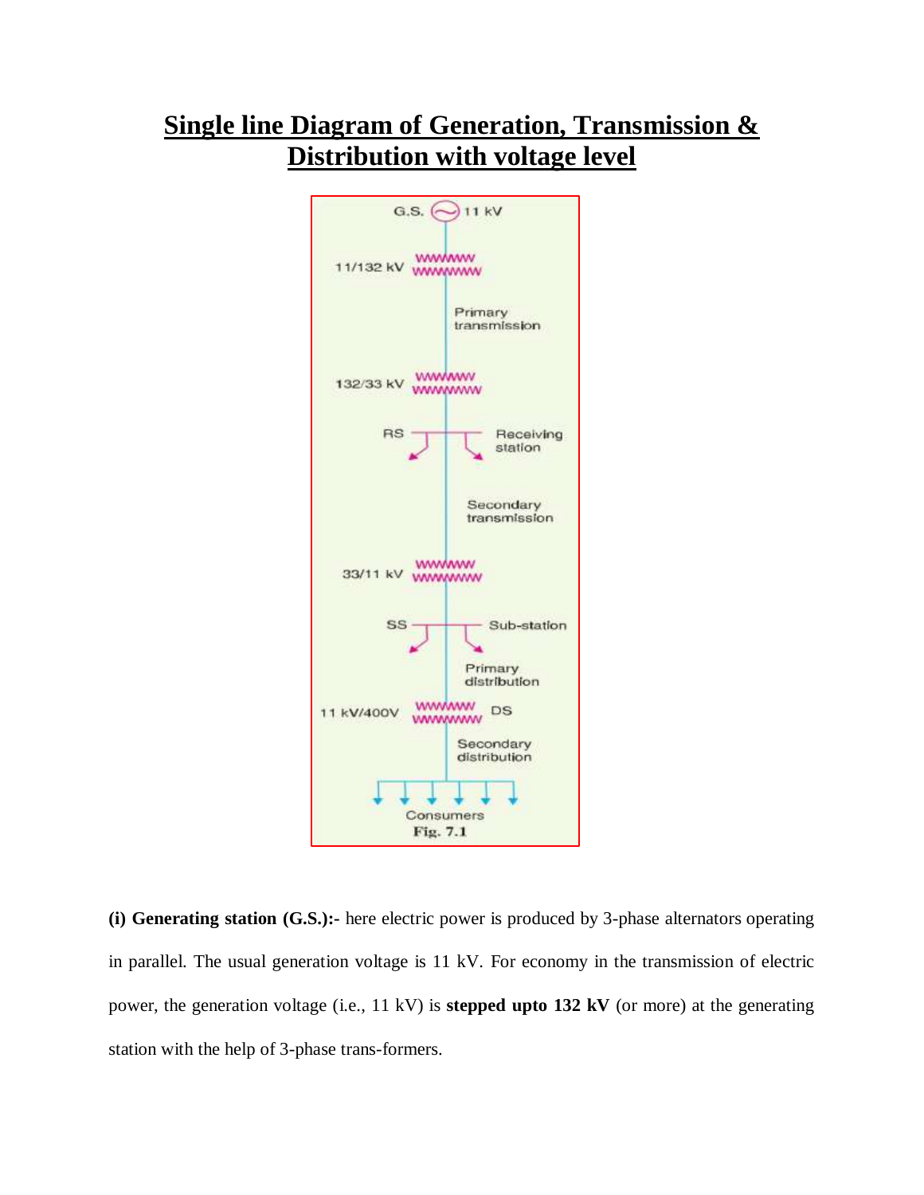# Single line Diagram of Generation, Transmission & Distribution with voltage level

G.S. 11 kV

11/132 kV

Primary transmission

132/33 kV

RS — Receiving station

Secondary transmission

33/11 kV

SS — Sub-station

Primary distribution

11 kV/400V — DS

Secondary distribution

Consumers

Fig. 7.1

**(i) Generating station (G.S.):-** here electric power is produced by 3-phase alternators operating in parallel. The usual generation voltage is 11 kV. For economy in the transmission of electric power, the generation voltage (i.e., 11 kV) is **stepped upto 132 kV** (or more) at the generating station with the help of 3-phase trans-formers.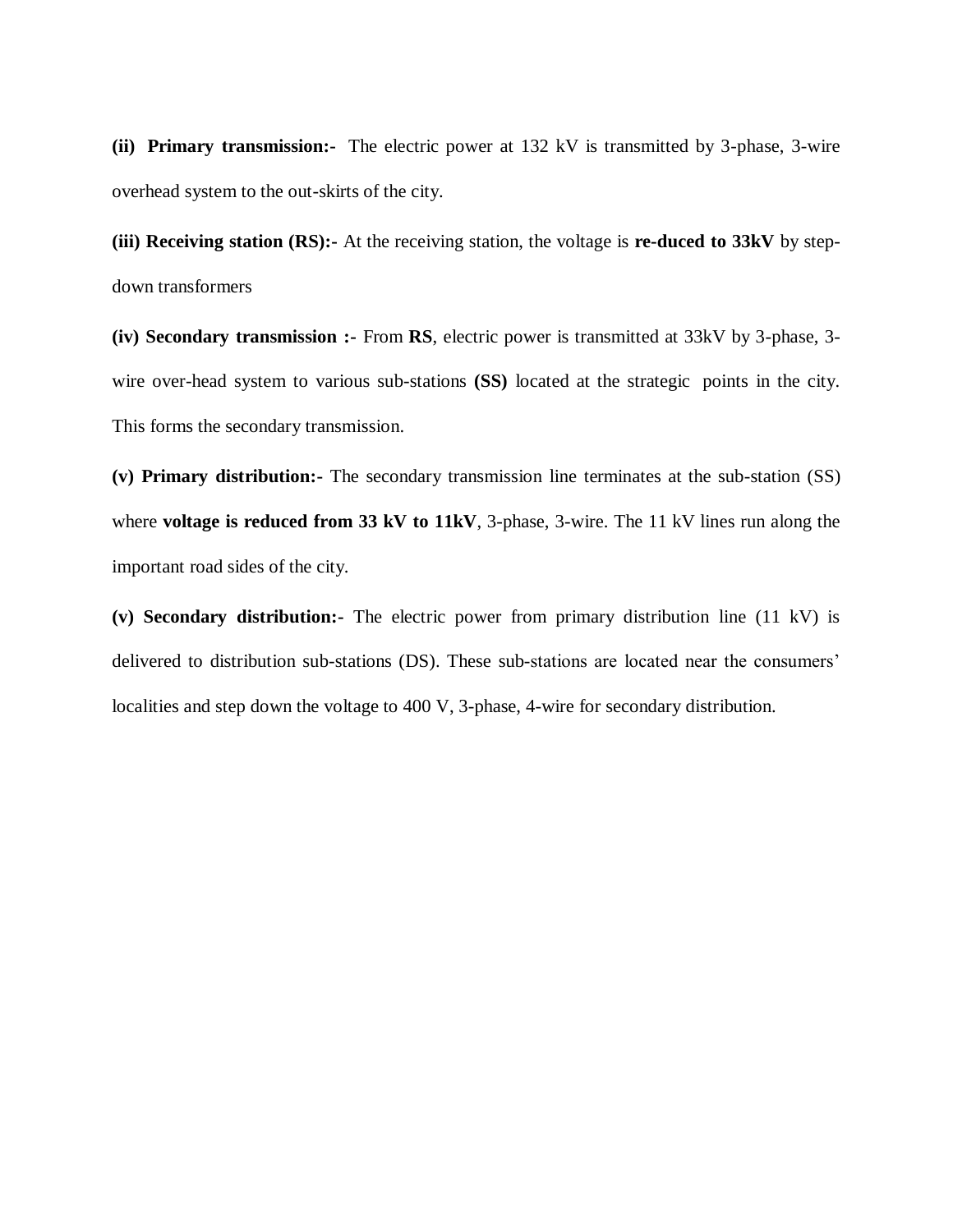**(ii) Primary transmission:-** The electric power at 132 kV is transmitted by 3-phase, 3-wire overhead system to the out-skirts of the city.

**(iii) Receiving station (RS):-** At the receiving station, the voltage is **re-duced to 33kV** by step-down transformers

**(iv) Secondary transmission :-** From **RS**, electric power is transmitted at 33kV by 3-phase, 3-wire over-head system to various sub-stations **(SS)** located at the strategic points in the city. This forms the secondary transmission.

**(v) Primary distribution:-** The secondary transmission line terminates at the sub-station (SS) where **voltage is reduced from 33 kV to 11kV**, 3-phase, 3-wire. The 11 kV lines run along the important road sides of the city.

**(v) Secondary distribution:-** The electric power from primary distribution line (11 kV) is delivered to distribution sub-stations (DS). These sub-stations are located near the consumers' localities and step down the voltage to 400 V, 3-phase, 4-wire for secondary distribution.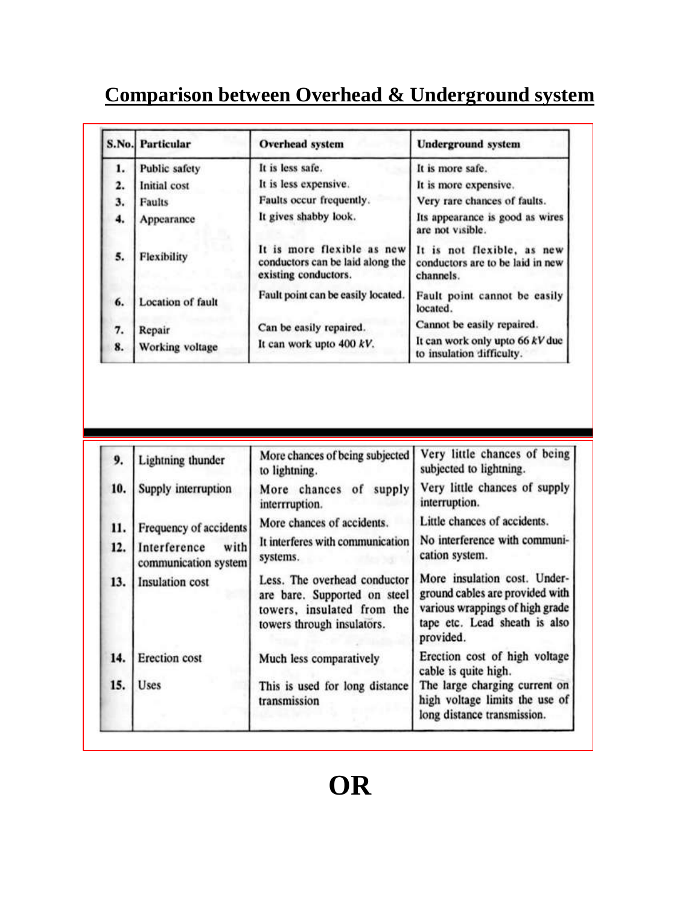# Comparison between Overhead & Underground system

| S.No. | Particular | Overhead system | Underground system |
|---|---|---|---|
| 1. | Public safety | It is less safe. | It is more safe. |
| 2. | Initial cost | It is less expensive. | It is more expensive. |
| 3. | Faults | Faults occur frequently. | Very rare chances of faults. |
| 4. | Appearance | It gives shabby look. | Its appearance is good as wires are not visible. |
| 5. | Flexibility | It is more flexible as new conductors can be laid along the existing conductors. | It is not flexible, as new conductors are to be laid in new channels. |
| 6. | Location of fault | Fault point can be easily located. | Fault point cannot be easily located. |
| 7. | Repair | Can be easily repaired. | Cannot be easily repaired. |
| 8. | Working voltage | It can work upto 400 *kV*. | It can work only upto 66 *kV* due to insulation difficulty. |
| 9. | Lightning thunder | More chances of being subjected to lightning. | Very little chances of being subjected to lightning. |
| 10. | Supply interruption | More chances of supply interrruption. | Very little chances of supply interruption. |
| 11. | Frequency of accidents | More chances of accidents. | Little chances of accidents. |
| 12. | Interference with communication system | It interferes with communication systems. | No interference with communication system. |
| 13. | Insulation cost | Less. The overhead conductor are bare. Supported on steel towers, insulated from the towers through insulators. | More insulation cost. Underground cables are provided with various wrappings of high grade tape etc. Lead sheath is also provided. |
| 14. | Erection cost | Much less comparatively | Erection cost of high voltage cable is quite high. |
| 15. | Uses | This is used for long distance transmission | The large charging current on high voltage limits the use of long distance transmission. |

# OR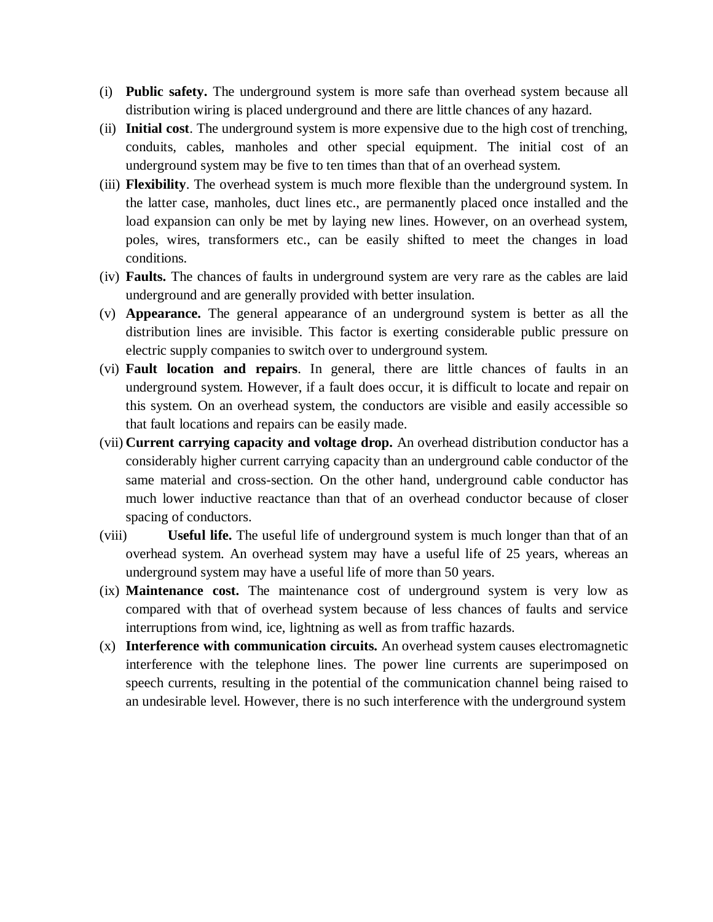(i) **Public safety.** The underground system is more safe than overhead system because all distribution wiring is placed underground and there are little chances of any hazard.

(ii) **Initial cost**. The underground system is more expensive due to the high cost of trenching, conduits, cables, manholes and other special equipment. The initial cost of an underground system may be five to ten times than that of an overhead system.

(iii) **Flexibility**. The overhead system is much more flexible than the underground system. In the latter case, manholes, duct lines etc., are permanently placed once installed and the load expansion can only be met by laying new lines. However, on an overhead system, poles, wires, transformers etc., can be easily shifted to meet the changes in load conditions.

(iv) **Faults.** The chances of faults in underground system are very rare as the cables are laid underground and are generally provided with better insulation.

(v) **Appearance.** The general appearance of an underground system is better as all the distribution lines are invisible. This factor is exerting considerable public pressure on electric supply companies to switch over to underground system.

(vi) **Fault location and repairs**. In general, there are little chances of faults in an underground system. However, if a fault does occur, it is difficult to locate and repair on this system. On an overhead system, the conductors are visible and easily accessible so that fault locations and repairs can be easily made.

(vii) **Current carrying capacity and voltage drop.** An overhead distribution conductor has a considerably higher current carrying capacity than an underground cable conductor of the same material and cross-section. On the other hand, underground cable conductor has much lower inductive reactance than that of an overhead conductor because of closer spacing of conductors.

(viii) **Useful life.** The useful life of underground system is much longer than that of an overhead system. An overhead system may have a useful life of 25 years, whereas an underground system may have a useful life of more than 50 years.

(ix) **Maintenance cost.** The maintenance cost of underground system is very low as compared with that of overhead system because of less chances of faults and service interruptions from wind, ice, lightning as well as from traffic hazards.

(x) **Interference with communication circuits.** An overhead system causes electromagnetic interference with the telephone lines. The power line currents are superimposed on speech currents, resulting in the potential of the communication channel being raised to an undesirable level. However, there is no such interference with the underground system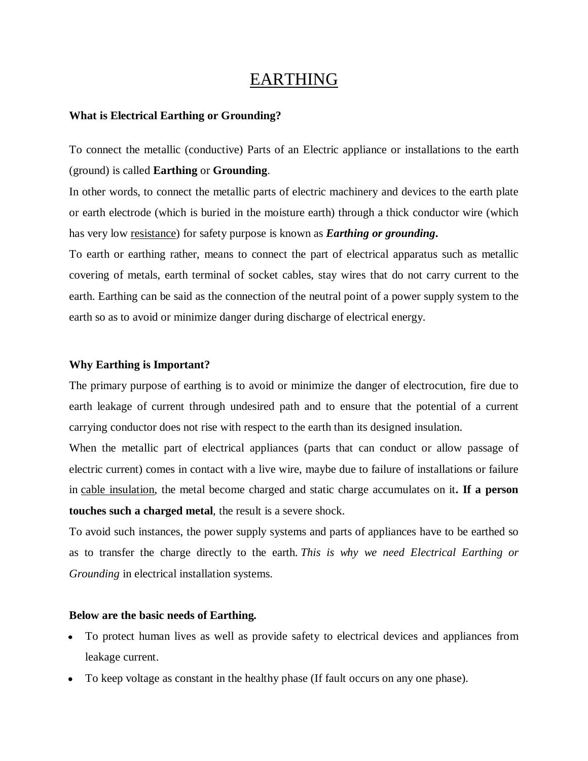# EARTHING

**What is Electrical Earthing or Grounding?**

To connect the metallic (conductive) Parts of an Electric appliance or installations to the earth (ground) is called **Earthing** or **Grounding**.

In other words, to connect the metallic parts of electric machinery and devices to the earth plate or earth electrode (which is buried in the moisture earth) through a thick conductor wire (which has very low resistance) for safety purpose is known as ***Earthing or grounding*.**

To earth or earthing rather, means to connect the part of electrical apparatus such as metallic covering of metals, earth terminal of socket cables, stay wires that do not carry current to the earth. Earthing can be said as the connection of the neutral point of a power supply system to the earth so as to avoid or minimize danger during discharge of electrical energy.

**Why Earthing is Important?**

The primary purpose of earthing is to avoid or minimize the danger of electrocution, fire due to earth leakage of current through undesired path and to ensure that the potential of a current carrying conductor does not rise with respect to the earth than its designed insulation.

When the metallic part of electrical appliances (parts that can conduct or allow passage of electric current) comes in contact with a live wire, maybe due to failure of installations or failure in cable insulation, the metal become charged and static charge accumulates on it**. If a person touches such a charged metal**, the result is a severe shock.

To avoid such instances, the power supply systems and parts of appliances have to be earthed so as to transfer the charge directly to the earth. *This is why we need Electrical Earthing or Grounding* in electrical installation systems.

**Below are the basic needs of Earthing.**

- To protect human lives as well as provide safety to electrical devices and appliances from leakage current.
- To keep voltage as constant in the healthy phase (If fault occurs on any one phase).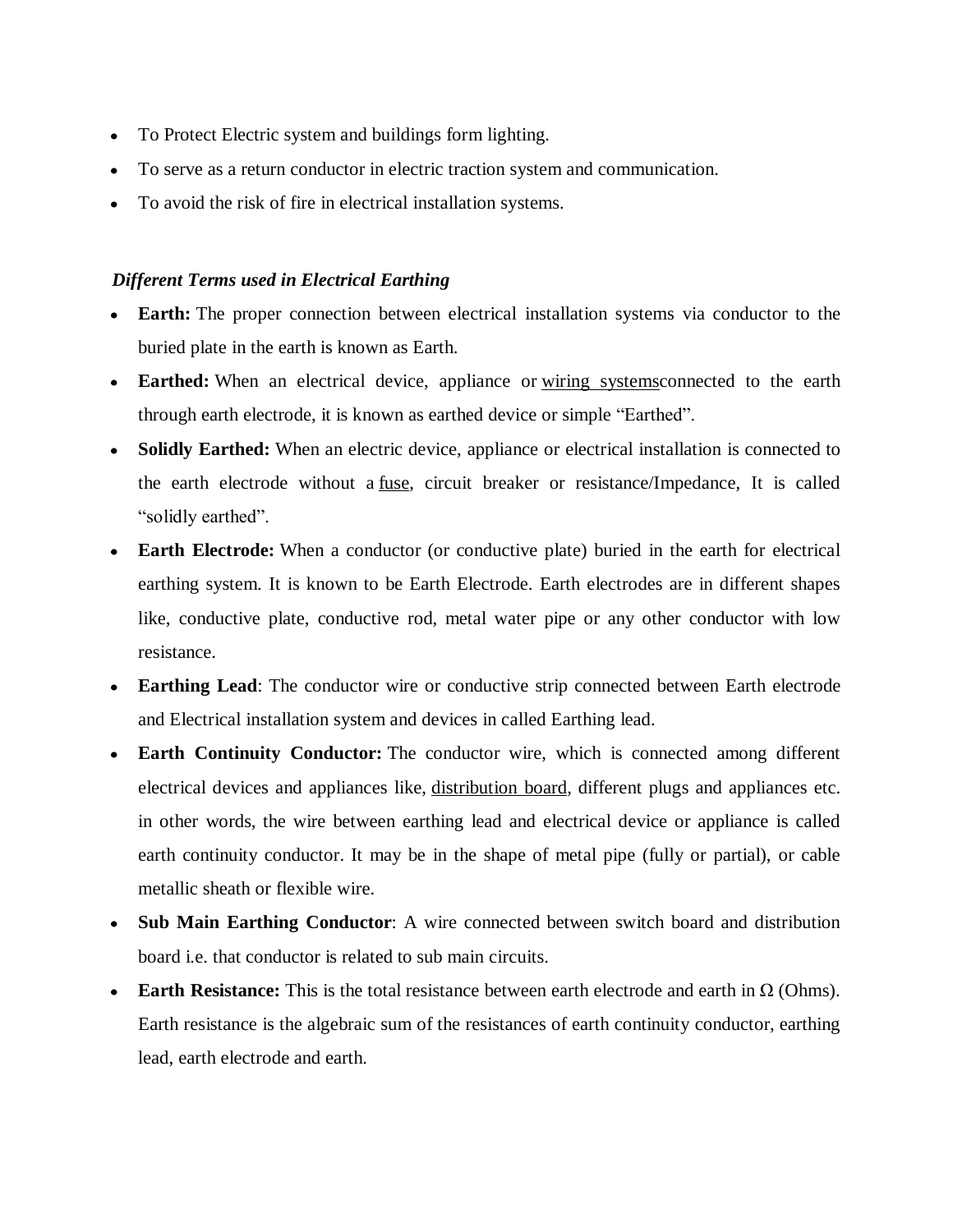- To Protect Electric system and buildings form lighting.
- To serve as a return conductor in electric traction system and communication.
- To avoid the risk of fire in electrical installation systems.

***Different Terms used in Electrical Earthing***

- **Earth:** The proper connection between electrical installation systems via conductor to the buried plate in the earth is known as Earth.
- **Earthed:** When an electrical device, appliance or wiring systemsconnected to the earth through earth electrode, it is known as earthed device or simple "Earthed".
- **Solidly Earthed:** When an electric device, appliance or electrical installation is connected to the earth electrode without a fuse, circuit breaker or resistance/Impedance, It is called "solidly earthed".
- **Earth Electrode:** When a conductor (or conductive plate) buried in the earth for electrical earthing system. It is known to be Earth Electrode. Earth electrodes are in different shapes like, conductive plate, conductive rod, metal water pipe or any other conductor with low resistance.
- **Earthing Lead**: The conductor wire or conductive strip connected between Earth electrode and Electrical installation system and devices in called Earthing lead.
- **Earth Continuity Conductor:** The conductor wire, which is connected among different electrical devices and appliances like, distribution board, different plugs and appliances etc. in other words, the wire between earthing lead and electrical device or appliance is called earth continuity conductor. It may be in the shape of metal pipe (fully or partial), or cable metallic sheath or flexible wire.
- **Sub Main Earthing Conductor**: A wire connected between switch board and distribution board i.e. that conductor is related to sub main circuits.
- **Earth Resistance:** This is the total resistance between earth electrode and earth in Ω (Ohms). Earth resistance is the algebraic sum of the resistances of earth continuity conductor, earthing lead, earth electrode and earth.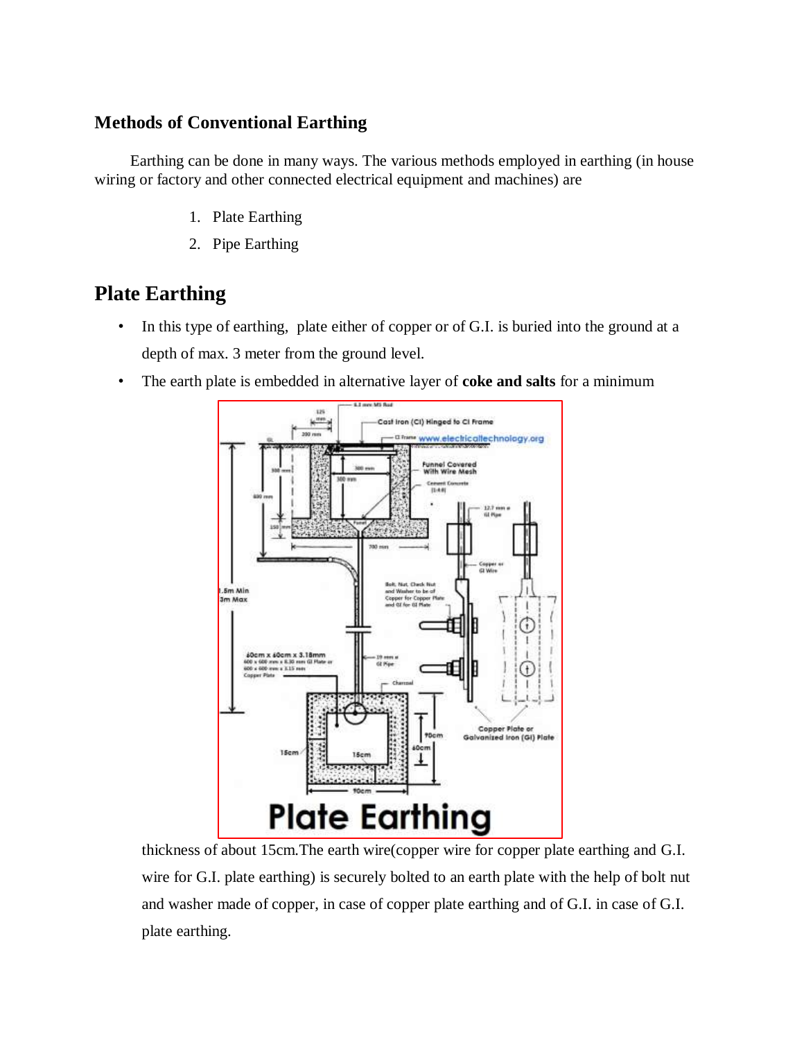### Methods of Conventional Earthing

Earthing can be done in many ways. The various methods employed in earthing (in house wiring or factory and other connected electrical equipment and machines) are

1. Plate Earthing
2. Pipe Earthing

## Plate Earthing

- In this type of earthing, plate either of copper or of G.I. is buried into the ground at a depth of max. 3 meter from the ground level.
- The earth plate is embedded in alternative layer of **coke and salts** for a minimum thickness of about 15cm.The earth wire(copper wire for copper plate earthing and G.I. wire for G.I. plate earthing) is securely bolted to an earth plate with the help of bolt nut and washer made of copper, in case of copper plate earthing and of G.I. in case of G.I. plate earthing.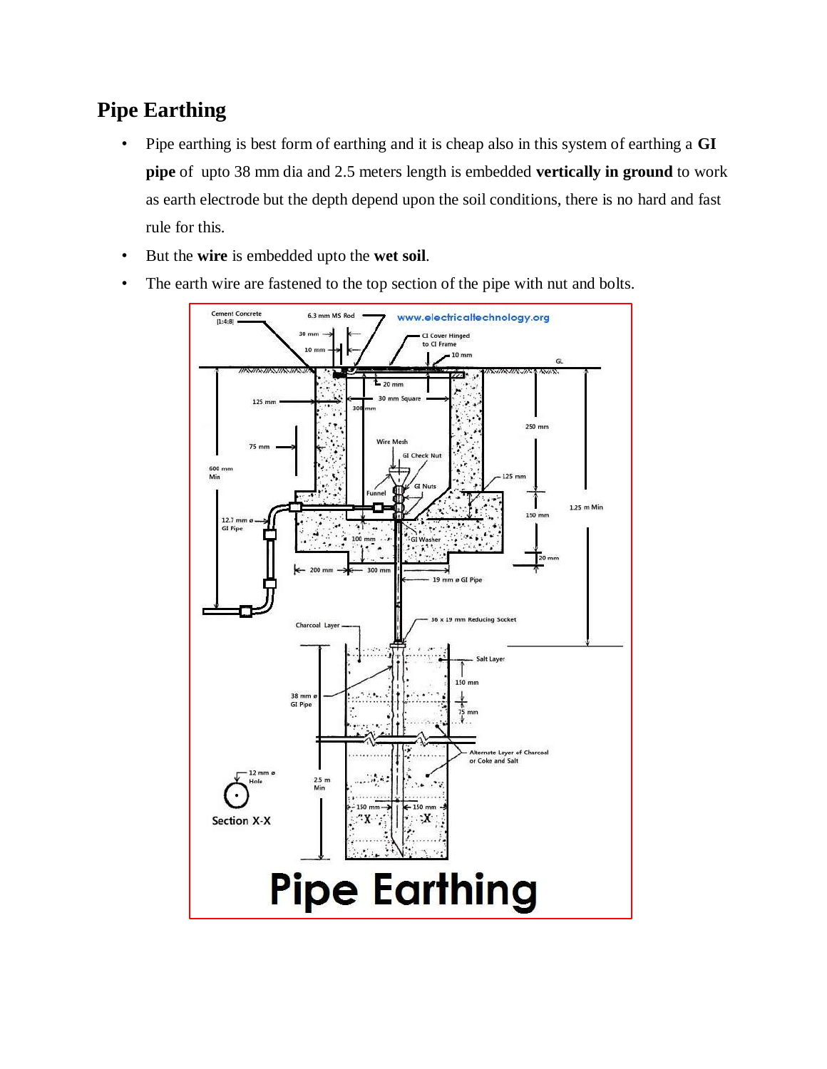## Pipe Earthing

- Pipe earthing is best form of earthing and it is cheap also in this system of earthing a **GI pipe** of upto 38 mm dia and 2.5 meters length is embedded **vertically in ground** to work as earth electrode but the depth depend upon the soil conditions, there is no hard and fast rule for this.
- But the **wire** is embedded upto the **wet soil**.
- The earth wire are fastened to the top section of the pipe with nut and bolts.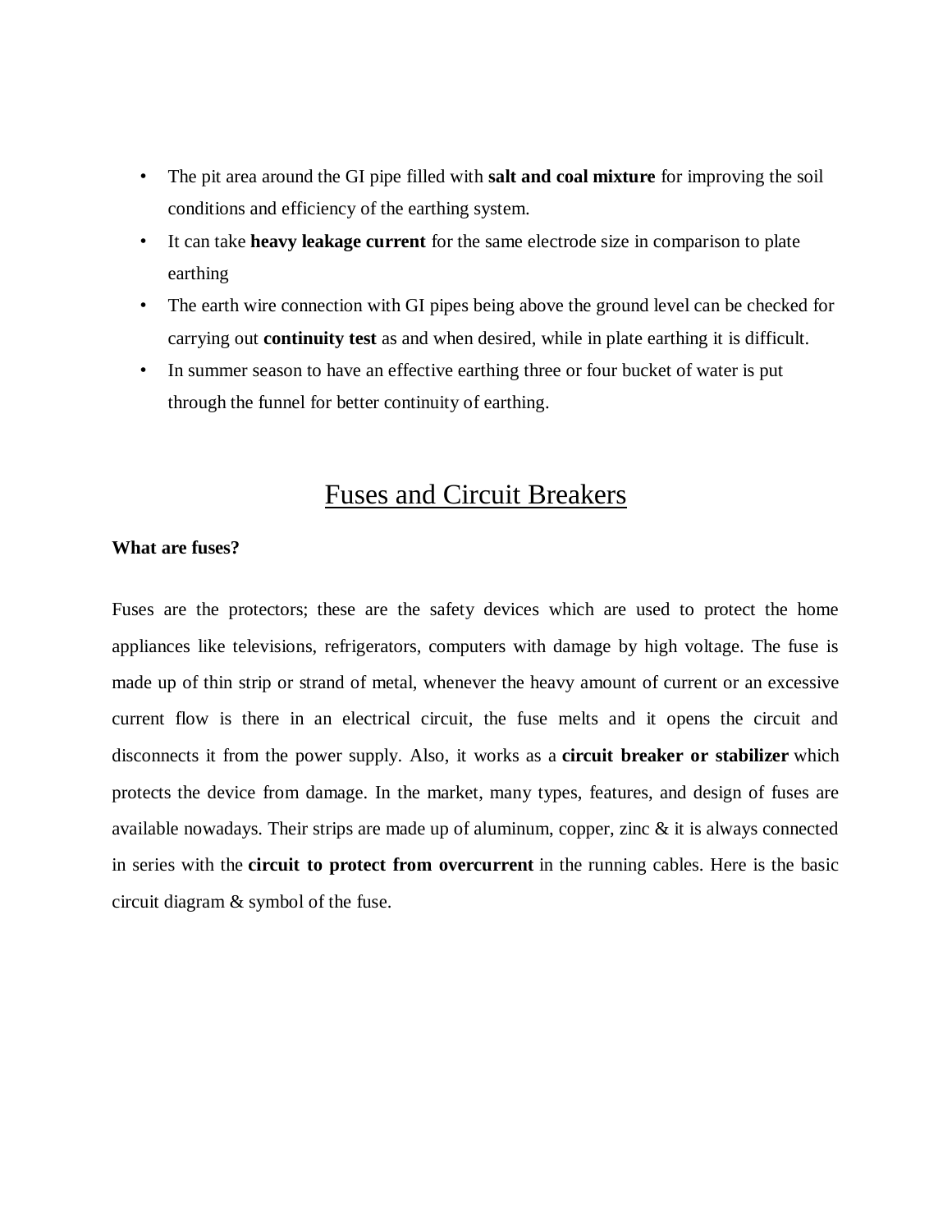- The pit area around the GI pipe filled with **salt and coal mixture** for improving the soil conditions and efficiency of the earthing system.
- It can take **heavy leakage current** for the same electrode size in comparison to plate earthing
- The earth wire connection with GI pipes being above the ground level can be checked for carrying out **continuity test** as and when desired, while in plate earthing it is difficult.
- In summer season to have an effective earthing three or four bucket of water is put through the funnel for better continuity of earthing.

## Fuses and Circuit Breakers

**What are fuses?**

Fuses are the protectors; these are the safety devices which are used to protect the home appliances like televisions, refrigerators, computers with damage by high voltage. The fuse is made up of thin strip or strand of metal, whenever the heavy amount of current or an excessive current flow is there in an electrical circuit, the fuse melts and it opens the circuit and disconnects it from the power supply. Also, it works as a **circuit breaker or stabilizer** which protects the device from damage. In the market, many types, features, and design of fuses are available nowadays. Their strips are made up of aluminum, copper, zinc & it is always connected in series with the **circuit to protect from overcurrent** in the running cables. Here is the basic circuit diagram & symbol of the fuse.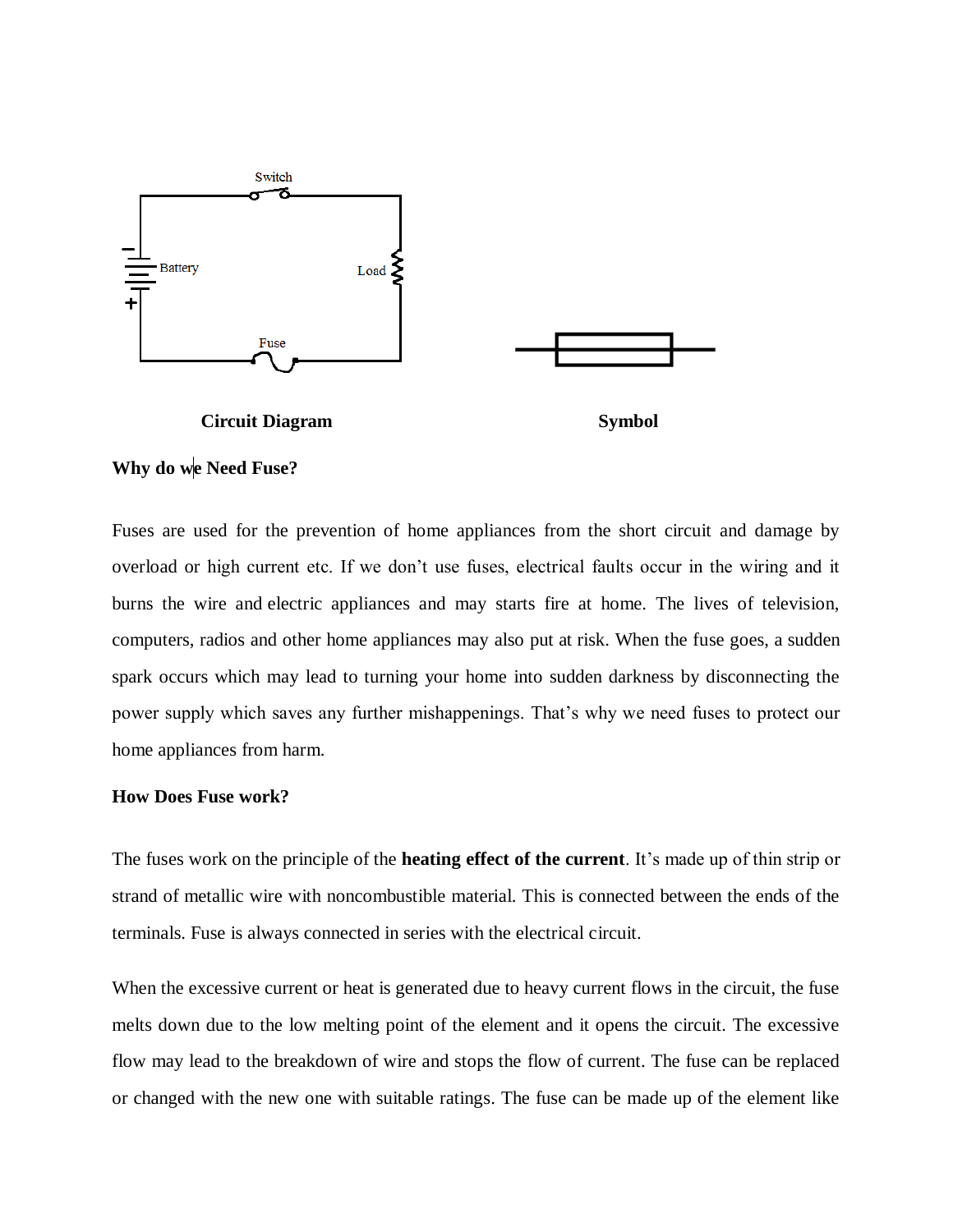**Circuit Diagram** **Symbol**

**Why do we Need Fuse?**

Fuses are used for the prevention of home appliances from the short circuit and damage by overload or high current etc. If we don't use fuses, electrical faults occur in the wiring and it burns the wire and electric appliances and may starts fire at home. The lives of television, computers, radios and other home appliances may also put at risk. When the fuse goes, a sudden spark occurs which may lead to turning your home into sudden darkness by disconnecting the power supply which saves any further mishappenings. That's why we need fuses to protect our home appliances from harm.

**How Does Fuse work?**

The fuses work on the principle of the **heating effect of the current**. It's made up of thin strip or strand of metallic wire with noncombustible material. This is connected between the ends of the terminals. Fuse is always connected in series with the electrical circuit.

When the excessive current or heat is generated due to heavy current flows in the circuit, the fuse melts down due to the low melting point of the element and it opens the circuit. The excessive flow may lead to the breakdown of wire and stops the flow of current. The fuse can be replaced or changed with the new one with suitable ratings. The fuse can be made up of the element like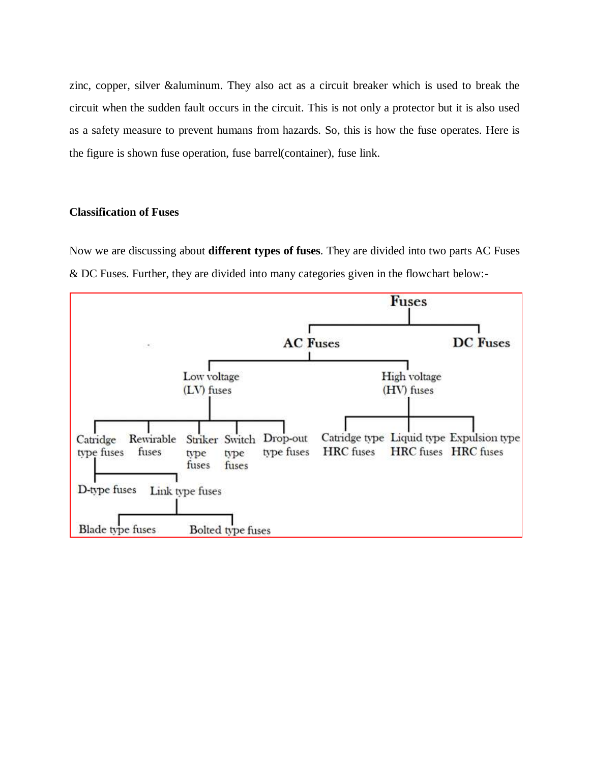zinc, copper, silver &aluminum. They also act as a circuit breaker which is used to break the circuit when the sudden fault occurs in the circuit. This is not only a protector but it is also used as a safety measure to prevent humans from hazards. So, this is how the fuse operates. Here is the figure is shown fuse operation, fuse barrel(container), fuse link.

**Classification of Fuses**

Now we are discussing about **different types of fuses**. They are divided into two parts AC Fuses & DC Fuses. Further, they are divided into many categories given in the flowchart below:-

- Fuses
  - AC Fuses
    - Low voltage (LV) fuses
      - Catridge type fuses
        - D-type fuses
        - Link type fuses
          - Blade type fuses
          - Bolted type fuses
      - Rewirable fuses
      - Striker type fuses
      - Switch type fuses
      - Drop-out type fuses
    - High voltage (HV) fuses
      - Catridge type HRC fuses
      - Liquid type HRC fuses
      - Expulsion type HRC fuses
  - DC Fuses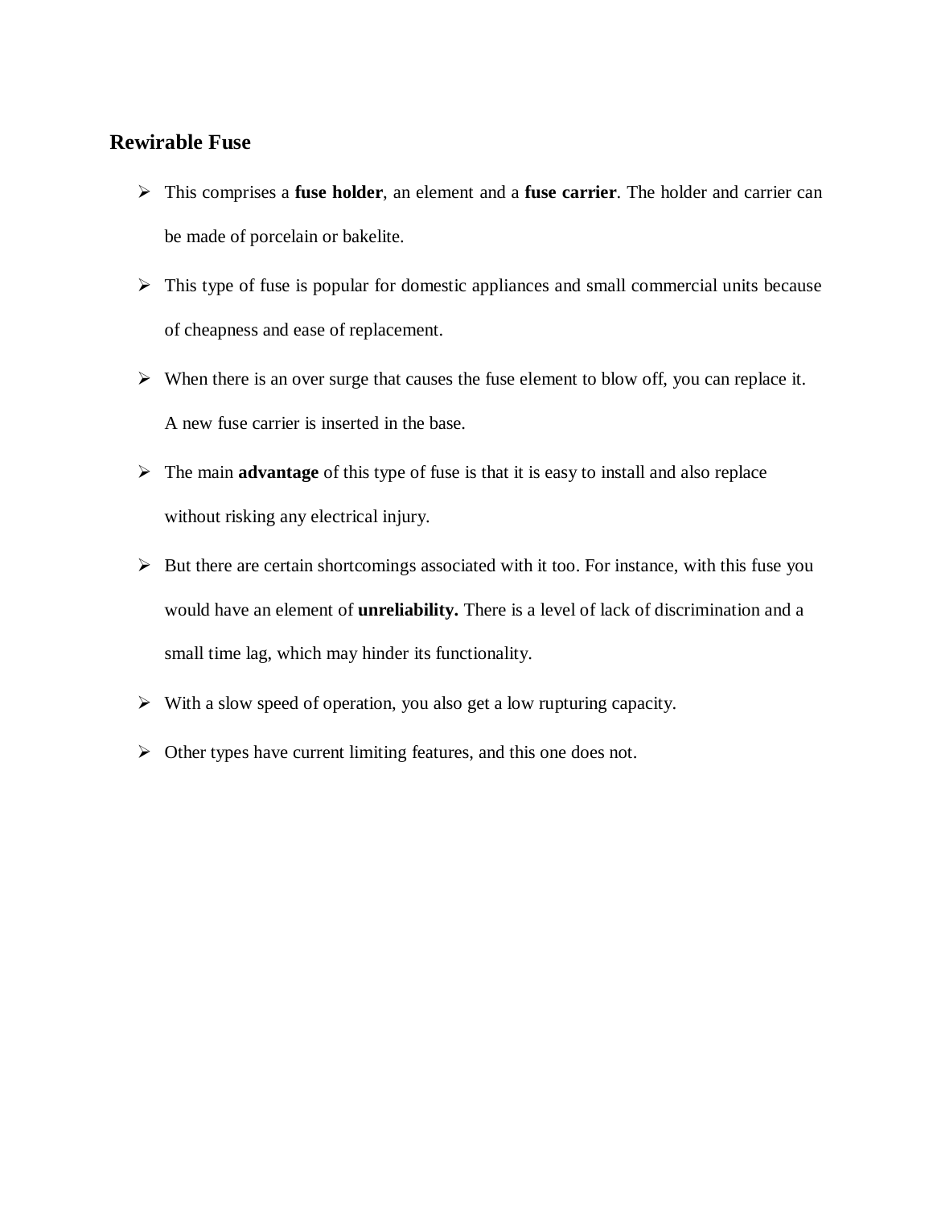## Rewirable Fuse

- This comprises a **fuse holder**, an element and a **fuse carrier**. The holder and carrier can be made of porcelain or bakelite.
- This type of fuse is popular for domestic appliances and small commercial units because of cheapness and ease of replacement.
- When there is an over surge that causes the fuse element to blow off, you can replace it. A new fuse carrier is inserted in the base.
- The main **advantage** of this type of fuse is that it is easy to install and also replace without risking any electrical injury.
- But there are certain shortcomings associated with it too. For instance, with this fuse you would have an element of **unreliability.** There is a level of lack of discrimination and a small time lag, which may hinder its functionality.
- With a slow speed of operation, you also get a low rupturing capacity.
- Other types have current limiting features, and this one does not.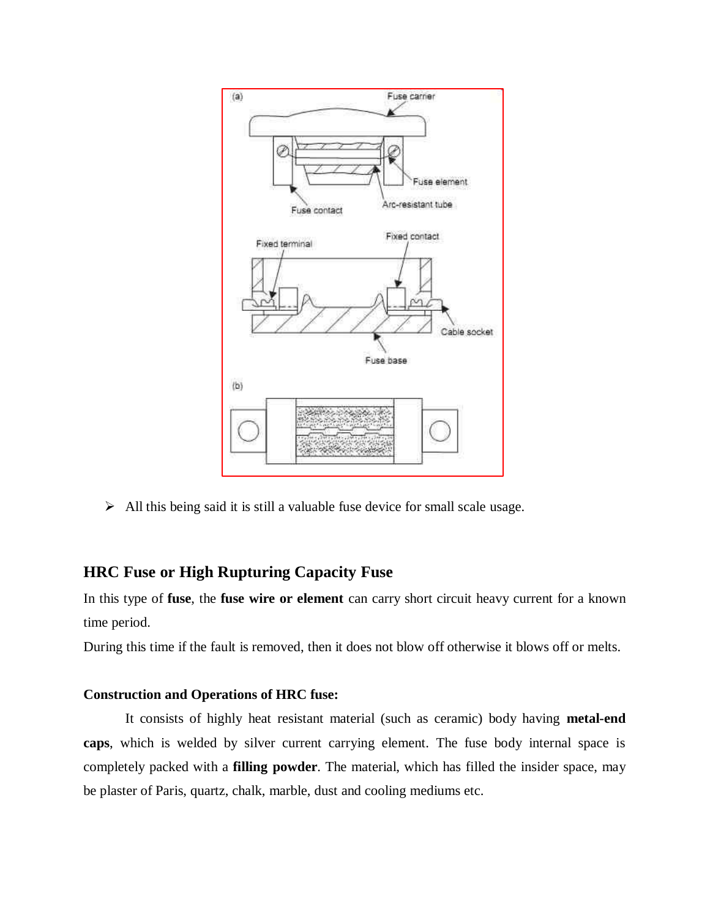- All this being said it is still a valuable fuse device for small scale usage.

## HRC Fuse or High Rupturing Capacity Fuse

In this type of **fuse**, the **fuse wire or element** can carry short circuit heavy current for a known time period.

During this time if the fault is removed, then it does not blow off otherwise it blows off or melts.

### Construction and Operations of HRC fuse:

It consists of highly heat resistant material (such as ceramic) body having **metal-end caps**, which is welded by silver current carrying element. The fuse body internal space is completely packed with a **filling powder**. The material, which has filled the insider space, may be plaster of Paris, quartz, chalk, marble, dust and cooling mediums etc.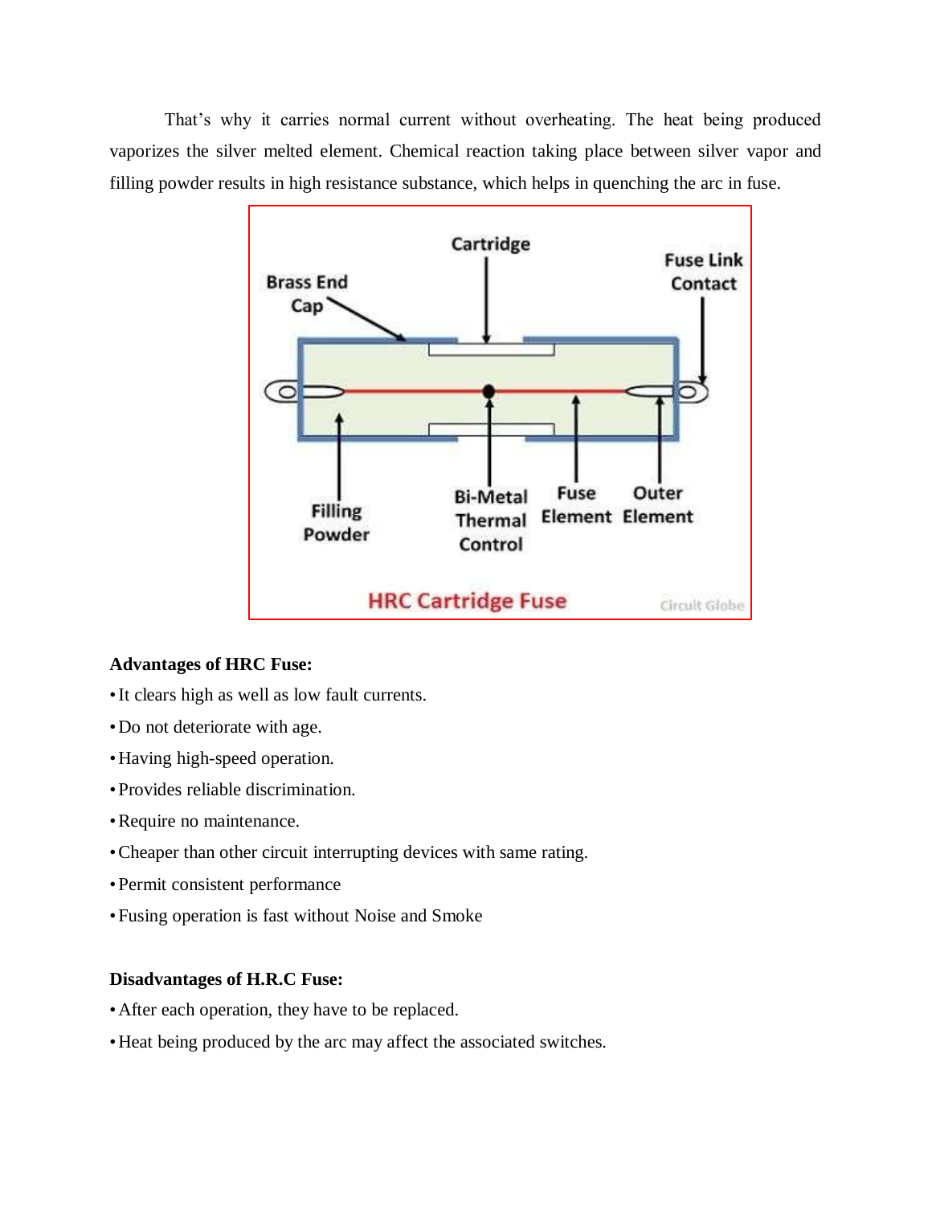That's why it carries normal current without overheating. The heat being produced vaporizes the silver melted element. Chemical reaction taking place between silver vapor and filling powder results in high resistance substance, which helps in quenching the arc in fuse.

**Advantages of HRC Fuse:**

- It clears high as well as low fault currents.
- Do not deteriorate with age.
- Having high-speed operation.
- Provides reliable discrimination.
- Require no maintenance.
- Cheaper than other circuit interrupting devices with same rating.
- Permit consistent performance
- Fusing operation is fast without Noise and Smoke

**Disadvantages of H.R.C Fuse:**

- After each operation, they have to be replaced.
- Heat being produced by the arc may affect the associated switches.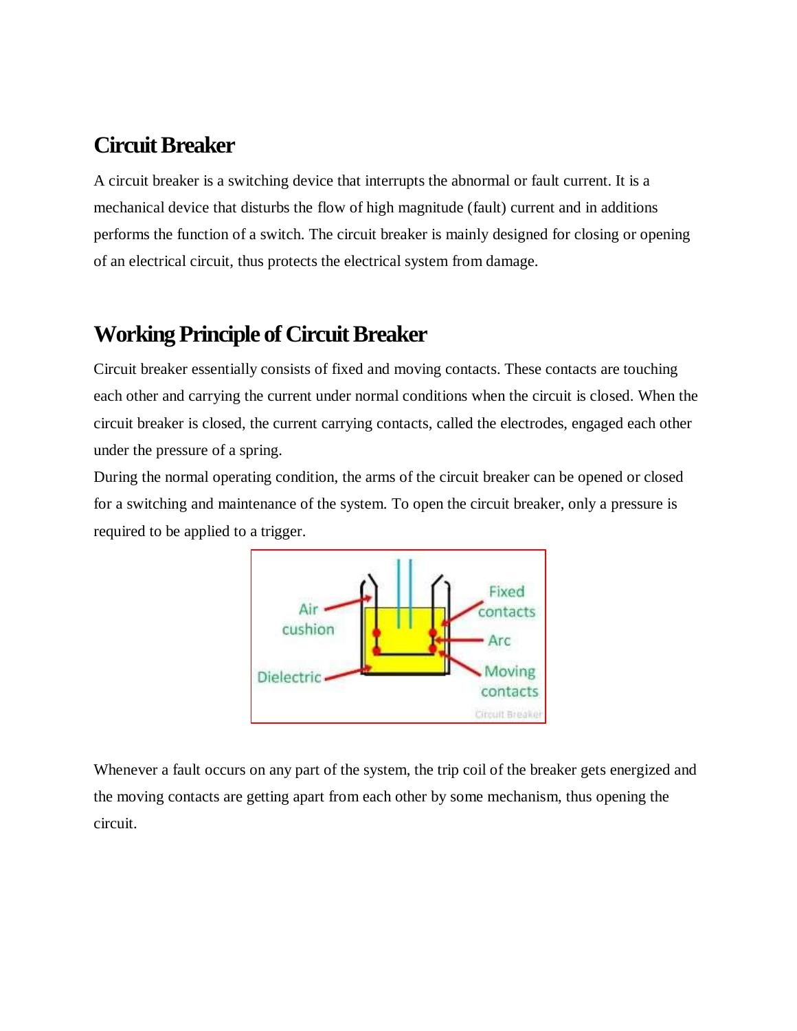## Circuit Breaker

A circuit breaker is a switching device that interrupts the abnormal or fault current. It is a mechanical device that disturbs the flow of high magnitude (fault) current and in additions performs the function of a switch. The circuit breaker is mainly designed for closing or opening of an electrical circuit, thus protects the electrical system from damage.

## Working Principle of Circuit Breaker

Circuit breaker essentially consists of fixed and moving contacts. These contacts are touching each other and carrying the current under normal conditions when the circuit is closed. When the circuit breaker is closed, the current carrying contacts, called the electrodes, engaged each other under the pressure of a spring.

During the normal operating condition, the arms of the circuit breaker can be opened or closed for a switching and maintenance of the system. To open the circuit breaker, only a pressure is required to be applied to a trigger.

Whenever a fault occurs on any part of the system, the trip coil of the breaker gets energized and the moving contacts are getting apart from each other by some mechanism, thus opening the circuit.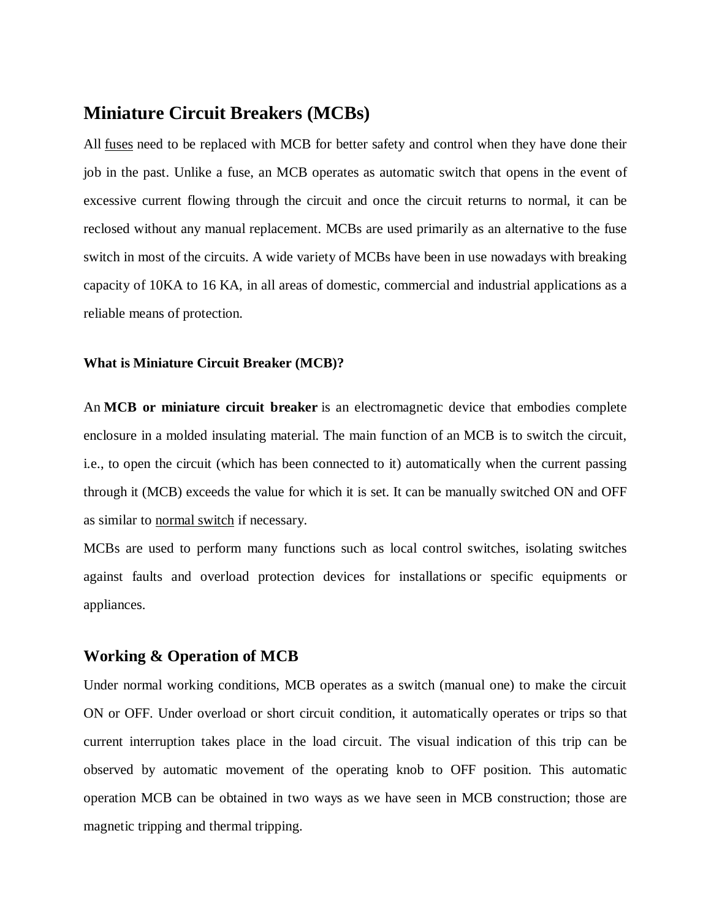## Miniature Circuit Breakers (MCBs)

All fuses need to be replaced with MCB for better safety and control when they have done their job in the past. Unlike a fuse, an MCB operates as automatic switch that opens in the event of excessive current flowing through the circuit and once the circuit returns to normal, it can be reclosed without any manual replacement. MCBs are used primarily as an alternative to the fuse switch in most of the circuits. A wide variety of MCBs have been in use nowadays with breaking capacity of 10KA to 16 KA, in all areas of domestic, commercial and industrial applications as a reliable means of protection.

#### What is Miniature Circuit Breaker (MCB)?

An **MCB or miniature circuit breaker** is an electromagnetic device that embodies complete enclosure in a molded insulating material. The main function of an MCB is to switch the circuit, i.e., to open the circuit (which has been connected to it) automatically when the current passing through it (MCB) exceeds the value for which it is set. It can be manually switched ON and OFF as similar to normal switch if necessary.

MCBs are used to perform many functions such as local control switches, isolating switches against faults and overload protection devices for installations or specific equipments or appliances.

## Working & Operation of MCB

Under normal working conditions, MCB operates as a switch (manual one) to make the circuit ON or OFF. Under overload or short circuit condition, it automatically operates or trips so that current interruption takes place in the load circuit. The visual indication of this trip can be observed by automatic movement of the operating knob to OFF position. This automatic operation MCB can be obtained in two ways as we have seen in MCB construction; those are magnetic tripping and thermal tripping.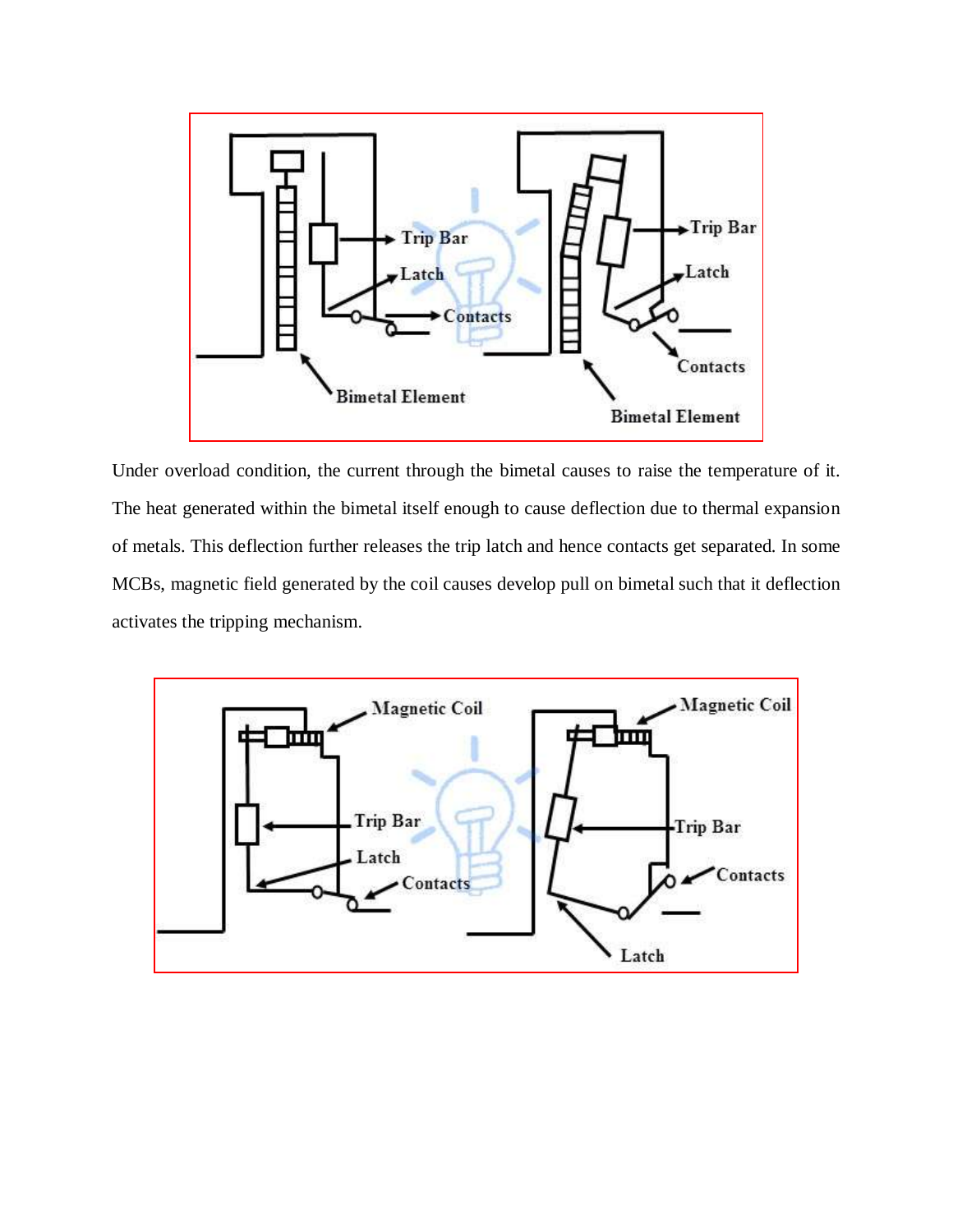Under overload condition, the current through the bimetal causes to raise the temperature of it. The heat generated within the bimetal itself enough to cause deflection due to thermal expansion of metals. This deflection further releases the trip latch and hence contacts get separated. In some MCBs, magnetic field generated by the coil causes develop pull on bimetal such that it deflection activates the tripping mechanism.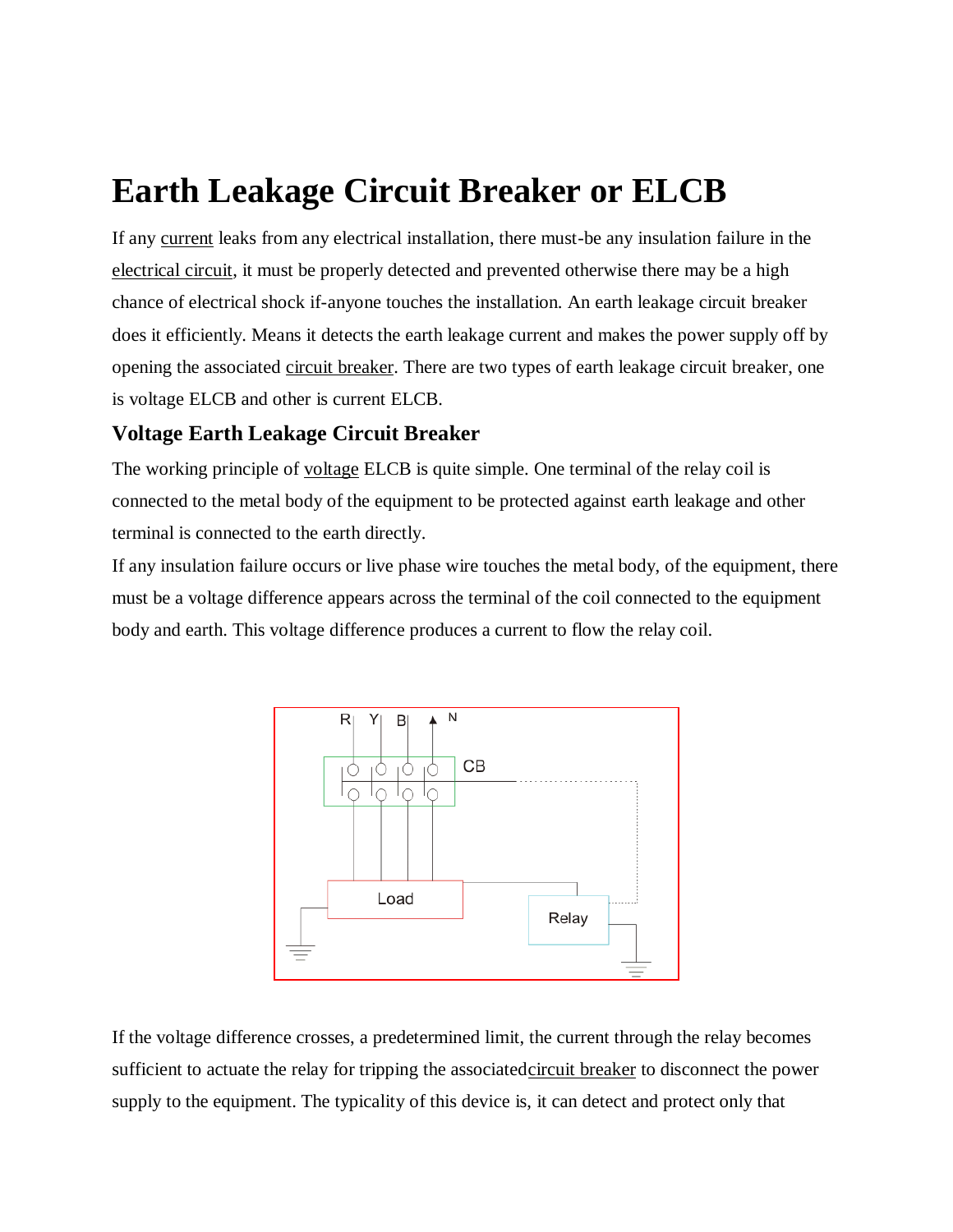# Earth Leakage Circuit Breaker or ELCB

If any current leaks from any electrical installation, there must-be any insulation failure in the electrical circuit, it must be properly detected and prevented otherwise there may be a high chance of electrical shock if-anyone touches the installation. An earth leakage circuit breaker does it efficiently. Means it detects the earth leakage current and makes the power supply off by opening the associated circuit breaker. There are two types of earth leakage circuit breaker, one is voltage ELCB and other is current ELCB.

## Voltage Earth Leakage Circuit Breaker

The working principle of voltage ELCB is quite simple. One terminal of the relay coil is connected to the metal body of the equipment to be protected against earth leakage and other terminal is connected to the earth directly.

If any insulation failure occurs or live phase wire touches the metal body, of the equipment, there must be a voltage difference appears across the terminal of the coil connected to the equipment body and earth. This voltage difference produces a current to flow the relay coil.

If the voltage difference crosses, a predetermined limit, the current through the relay becomes sufficient to actuate the relay for tripping the associatedcircuit breaker to disconnect the power supply to the equipment. The typicality of this device is, it can detect and protect only that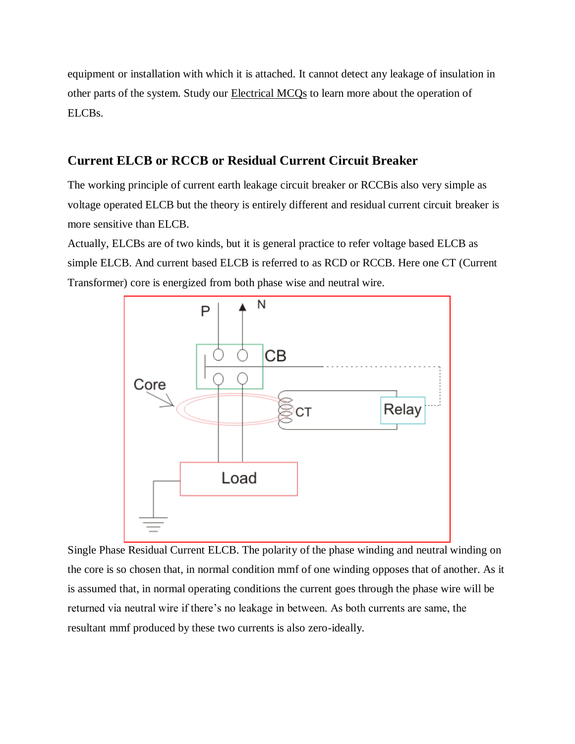equipment or installation with which it is attached. It cannot detect any leakage of insulation in other parts of the system. Study our Electrical MCQs to learn more about the operation of ELCBs.

## Current ELCB or RCCB or Residual Current Circuit Breaker

The working principle of current earth leakage circuit breaker or RCCBis also very simple as voltage operated ELCB but the theory is entirely different and residual current circuit breaker is more sensitive than ELCB.

Actually, ELCBs are of two kinds, but it is general practice to refer voltage based ELCB as simple ELCB. And current based ELCB is referred to as RCD or RCCB. Here one CT (Current Transformer) core is energized from both phase wise and neutral wire.

Single Phase Residual Current ELCB. The polarity of the phase winding and neutral winding on the core is so chosen that, in normal condition mmf of one winding opposes that of another. As it is assumed that, in normal operating conditions the current goes through the phase wire will be returned via neutral wire if there's no leakage in between. As both currents are same, the resultant mmf produced by these two currents is also zero-ideally.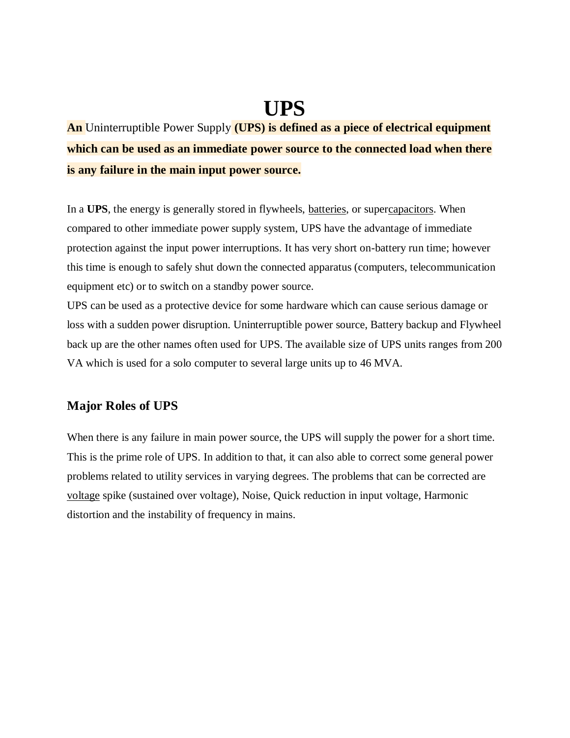# UPS

**An** Uninterruptible Power Supply **(UPS) is defined as a piece of electrical equipment which can be used as an immediate power source to the connected load when there is any failure in the main input power source.**

In a **UPS**, the energy is generally stored in flywheels, batteries, or supercapacitors. When compared to other immediate power supply system, UPS have the advantage of immediate protection against the input power interruptions. It has very short on-battery run time; however this time is enough to safely shut down the connected apparatus (computers, telecommunication equipment etc) or to switch on a standby power source.

UPS can be used as a protective device for some hardware which can cause serious damage or loss with a sudden power disruption. Uninterruptible power source, Battery backup and Flywheel back up are the other names often used for UPS. The available size of UPS units ranges from 200 VA which is used for a solo computer to several large units up to 46 MVA.

## Major Roles of UPS

When there is any failure in main power source, the UPS will supply the power for a short time. This is the prime role of UPS. In addition to that, it can also able to correct some general power problems related to utility services in varying degrees. The problems that can be corrected are voltage spike (sustained over voltage), Noise, Quick reduction in input voltage, Harmonic distortion and the instability of frequency in mains.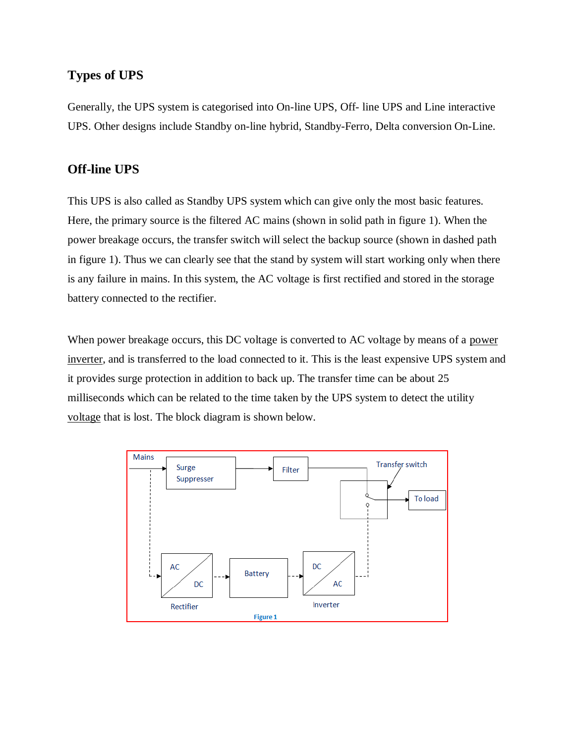## Types of UPS

Generally, the UPS system is categorised into On-line UPS, Off- line UPS and Line interactive UPS. Other designs include Standby on-line hybrid, Standby-Ferro, Delta conversion On-Line.

## Off-line UPS

This UPS is also called as Standby UPS system which can give only the most basic features. Here, the primary source is the filtered AC mains (shown in solid path in figure 1). When the power breakage occurs, the transfer switch will select the backup source (shown in dashed path in figure 1). Thus we can clearly see that the stand by system will start working only when there is any failure in mains. In this system, the AC voltage is first rectified and stored in the storage battery connected to the rectifier.

When power breakage occurs, this DC voltage is converted to AC voltage by means of a power inverter, and is transferred to the load connected to it. This is the least expensive UPS system and it provides surge protection in addition to back up. The transfer time can be about 25 milliseconds which can be related to the time taken by the UPS system to detect the utility voltage that is lost. The block diagram is shown below.

Mains → Surge Suppresser → Filter → Transfer switch → To load

Mains ⇢ Rectifier (AC/DC) ⇢ Battery ⇢ Inverter (DC/AC) ⇢ Transfer switch

Figure 1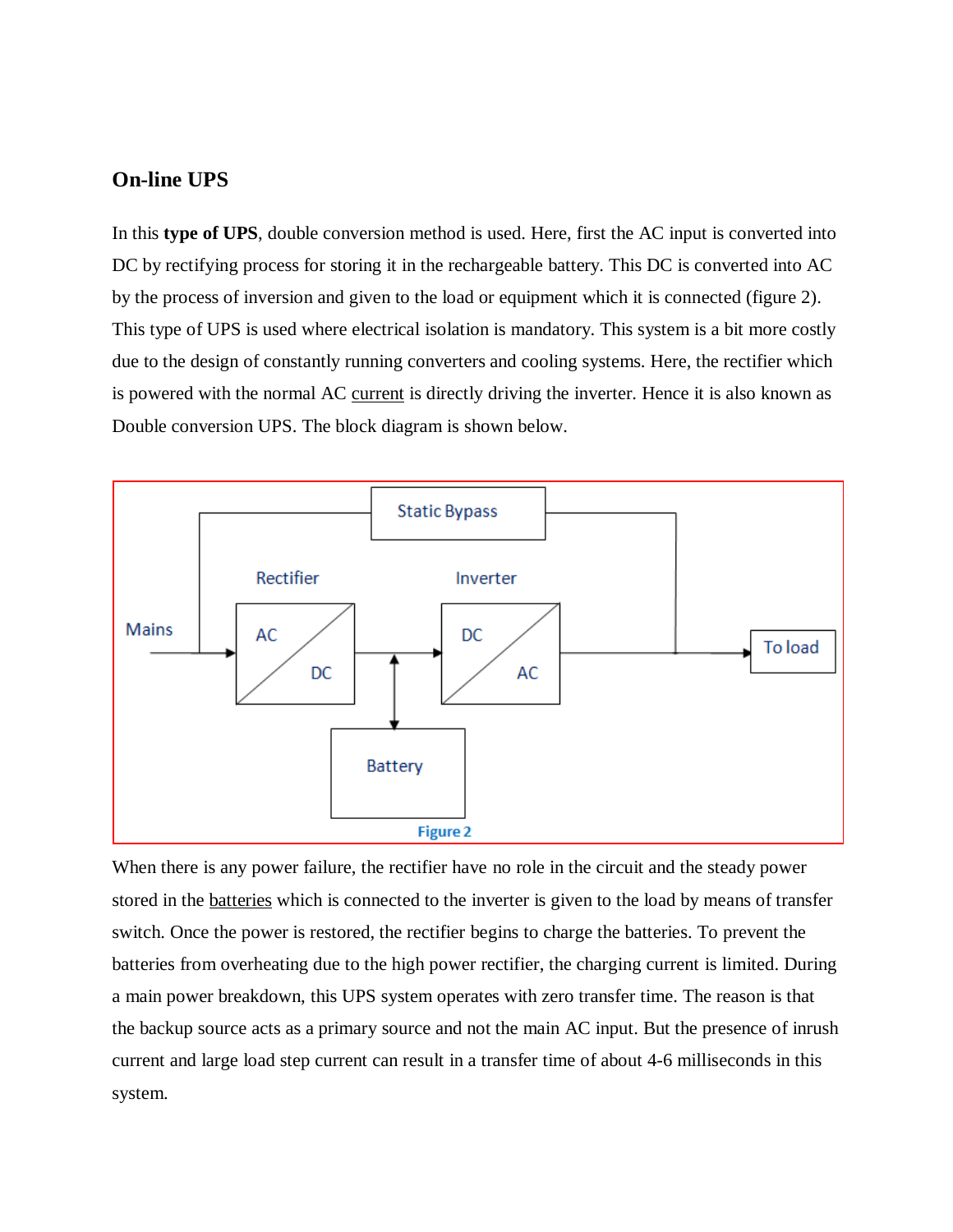## On-line UPS

In this **type of UPS**, double conversion method is used. Here, first the AC input is converted into DC by rectifying process for storing it in the rechargeable battery. This DC is converted into AC by the process of inversion and given to the load or equipment which it is connected (figure 2). This type of UPS is used where electrical isolation is mandatory. This system is a bit more costly due to the design of constantly running converters and cooling systems. Here, the rectifier which is powered with the normal AC current is directly driving the inverter. Hence it is also known as Double conversion UPS. The block diagram is shown below.

Figure 2

When there is any power failure, the rectifier have no role in the circuit and the steady power stored in the batteries which is connected to the inverter is given to the load by means of transfer switch. Once the power is restored, the rectifier begins to charge the batteries. To prevent the batteries from overheating due to the high power rectifier, the charging current is limited. During a main power breakdown, this UPS system operates with zero transfer time. The reason is that the backup source acts as a primary source and not the main AC input. But the presence of inrush current and large load step current can result in a transfer time of about 4-6 milliseconds in this system.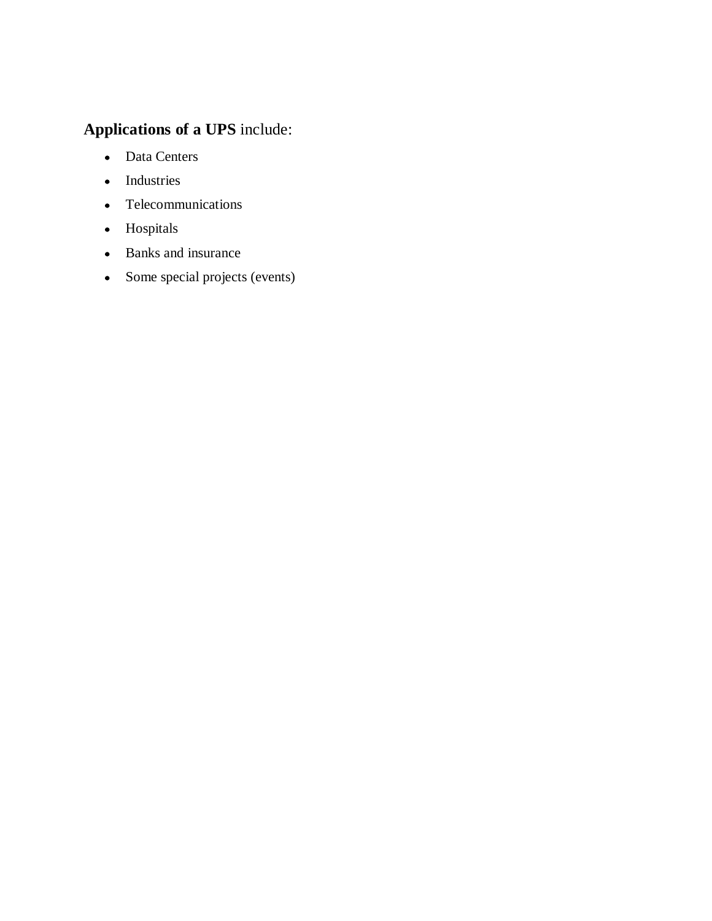**Applications of a UPS** include:

- Data Centers
- Industries
- Telecommunications
- Hospitals
- Banks and insurance
- Some special projects (events)